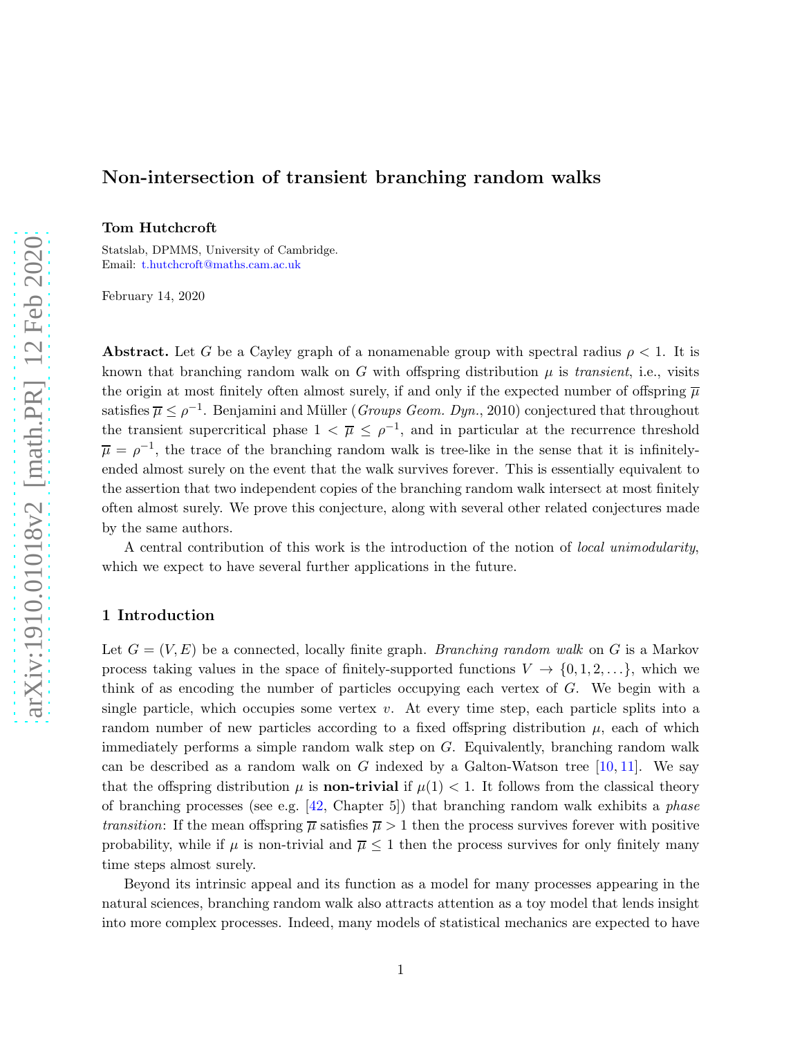# Non-intersection of transient branching random walks

**Tom Hutchcroft**

Statslab, DPMMS, University of Cambridge.
Email: t.hutchcroft@maths.cam.ac.uk

February 14, 2020

**Abstract.** Let $G$ be a Cayley graph of a nonamenable group with spectral radius $\rho < 1$. It is known that branching random walk on $G$ with offspring distribution $\mu$ is *transient*, i.e., visits the origin at most finitely often almost surely, if and only if the expected number of offspring $\overline{\mu}$ satisfies $\overline{\mu} \leq \rho^{-1}$. Benjamini and Müller (*Groups Geom. Dyn.*, 2010) conjectured that throughout the transient supercritical phase $1 < \overline{\mu} \leq \rho^{-1}$, and in particular at the recurrence threshold $\overline{\mu} = \rho^{-1}$, the trace of the branching random walk is tree-like in the sense that it is infinitely-ended almost surely on the event that the walk survives forever. This is essentially equivalent to the assertion that two independent copies of the branching random walk intersect at most finitely often almost surely. We prove this conjecture, along with several other related conjectures made by the same authors.

A central contribution of this work is the introduction of the notion of *local unimodularity*, which we expect to have several further applications in the future.

## 1 Introduction

Let $G = (V, E)$ be a connected, locally finite graph. *Branching random walk* on $G$ is a Markov process taking values in the space of finitely-supported functions $V \to \{0, 1, 2, \ldots\}$, which we think of as encoding the number of particles occupying each vertex of $G$. We begin with a single particle, which occupies some vertex $v$. At every time step, each particle splits into a random number of new particles according to a fixed offspring distribution $\mu$, each of which immediately performs a simple random walk step on $G$. Equivalently, branching random walk can be described as a random walk on $G$ indexed by a Galton-Watson tree [10, 11]. We say that the offspring distribution $\mu$ is **non-trivial** if $\mu(1) < 1$. It follows from the classical theory of branching processes (see e.g. [42, Chapter 5]) that branching random walk exhibits a *phase transition*: If the mean offspring $\overline{\mu}$ satisfies $\overline{\mu} > 1$ then the process survives forever with positive probability, while if $\mu$ is non-trivial and $\overline{\mu} \leq 1$ then the process survives for only finitely many time steps almost surely.

Beyond its intrinsic appeal and its function as a model for many processes appearing in the natural sciences, branching random walk also attracts attention as a toy model that lends insight into more complex processes. Indeed, many models of statistical mechanics are expected to have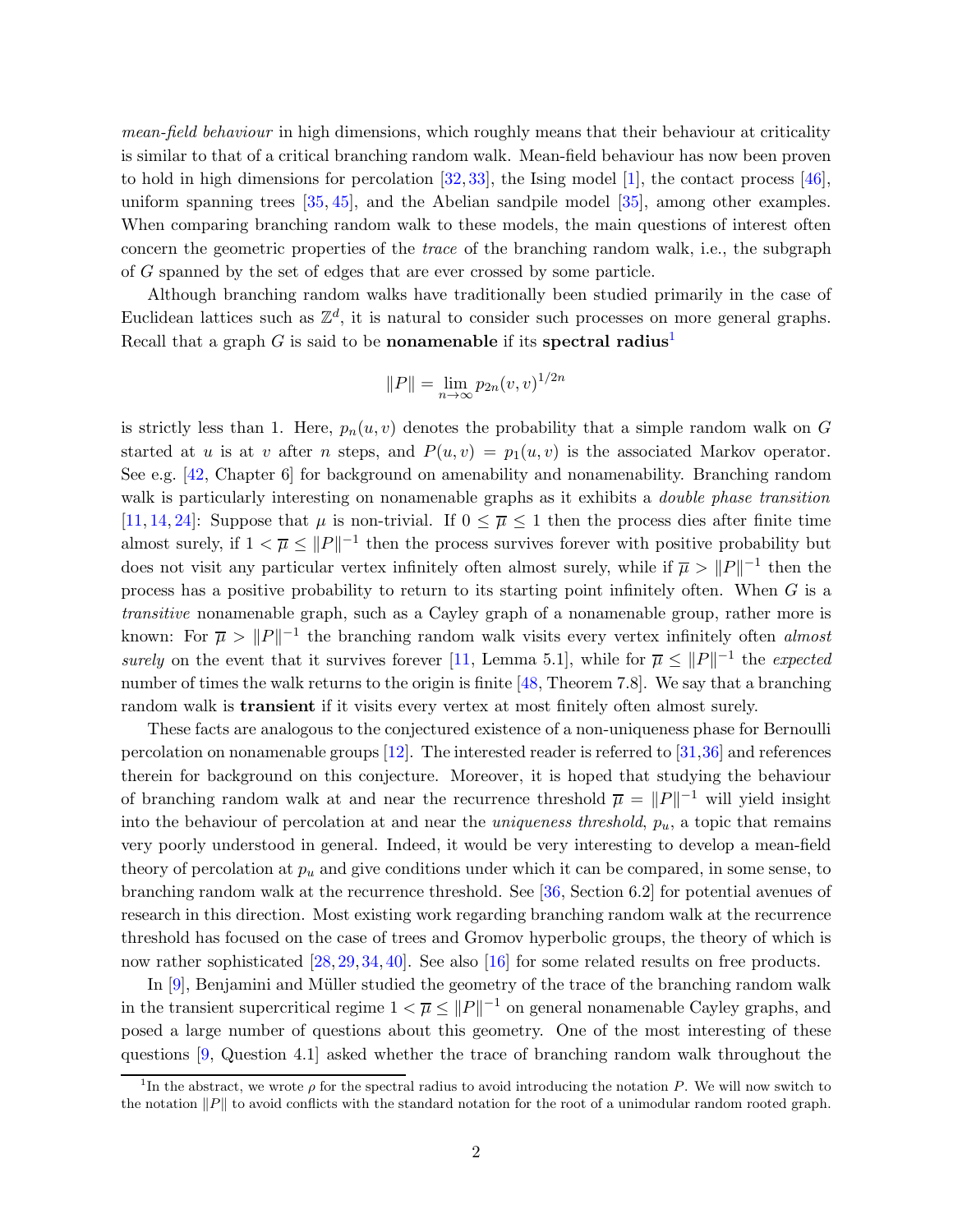*mean-field behaviour* in high dimensions, which roughly means that their behaviour at criticality is similar to that of a critical branching random walk. Mean-field behaviour has now been proven to hold in high dimensions for percolation [32, 33], the Ising model [1], the contact process [46], uniform spanning trees [35, 45], and the Abelian sandpile model [35], among other examples. When comparing branching random walk to these models, the main questions of interest often concern the geometric properties of the *trace* of the branching random walk, i.e., the subgraph of $G$ spanned by the set of edges that are ever crossed by some particle.

Although branching random walks have traditionally been studied primarily in the case of Euclidean lattices such as $\mathbb{Z}^d$, it is natural to consider such processes on more general graphs. Recall that a graph $G$ is said to be **nonamenable** if its **spectral radius**[1]

$$\|P\| = \lim_{n\to\infty} p_{2n}(v,v)^{1/2n}$$

is strictly less than 1. Here, $p_n(u, v)$ denotes the probability that a simple random walk on $G$ started at $u$ is at $v$ after $n$ steps, and $P(u, v) = p_1(u, v)$ is the associated Markov operator. See e.g. [42, Chapter 6] for background on amenability and nonamenability. Branching random walk is particularly interesting on nonamenable graphs as it exhibits a *double phase transition* [11, 14, 24]: Suppose that $\mu$ is non-trivial. If $0 \leq \overline{\mu} \leq 1$ then the process dies after finite time almost surely, if $1 < \overline{\mu} \leq \|P\|^{-1}$ then the process survives forever with positive probability but does not visit any particular vertex infinitely often almost surely, while if $\overline{\mu} > \|P\|^{-1}$ then the process has a positive probability to return to its starting point infinitely often. When $G$ is a *transitive* nonamenable graph, such as a Cayley graph of a nonamenable group, rather more is known: For $\overline{\mu} > \|P\|^{-1}$ the branching random walk visits every vertex infinitely often *almost surely* on the event that it survives forever [11, Lemma 5.1], while for $\overline{\mu} \leq \|P\|^{-1}$ the *expected* number of times the walk returns to the origin is finite [48, Theorem 7.8]. We say that a branching random walk is **transient** if it visits every vertex at most finitely often almost surely.

These facts are analogous to the conjectured existence of a non-uniqueness phase for Bernoulli percolation on nonamenable groups [12]. The interested reader is referred to [31,36] and references therein for background on this conjecture. Moreover, it is hoped that studying the behaviour of branching random walk at and near the recurrence threshold $\overline{\mu} = \|P\|^{-1}$ will yield insight into the behaviour of percolation at and near the *uniqueness threshold*, $p_u$, a topic that remains very poorly understood in general. Indeed, it would be very interesting to develop a mean-field theory of percolation at $p_u$ and give conditions under which it can be compared, in some sense, to branching random walk at the recurrence threshold. See [36, Section 6.2] for potential avenues of research in this direction. Most existing work regarding branching random walk at the recurrence threshold has focused on the case of trees and Gromov hyperbolic groups, the theory of which is now rather sophisticated [28, 29, 34, 40]. See also [16] for some related results on free products.

In [9], Benjamini and Müller studied the geometry of the trace of the branching random walk in the transient supercritical regime $1 < \overline{\mu} \leq \|P\|^{-1}$ on general nonamenable Cayley graphs, and posed a large number of questions about this geometry. One of the most interesting of these questions [9, Question 4.1] asked whether the trace of branching random walk throughout the

[1] In the abstract, we wrote $\rho$ for the spectral radius to avoid introducing the notation $P$. We will now switch to the notation $\|P\|$ to avoid conflicts with the standard notation for the root of a unimodular random rooted graph.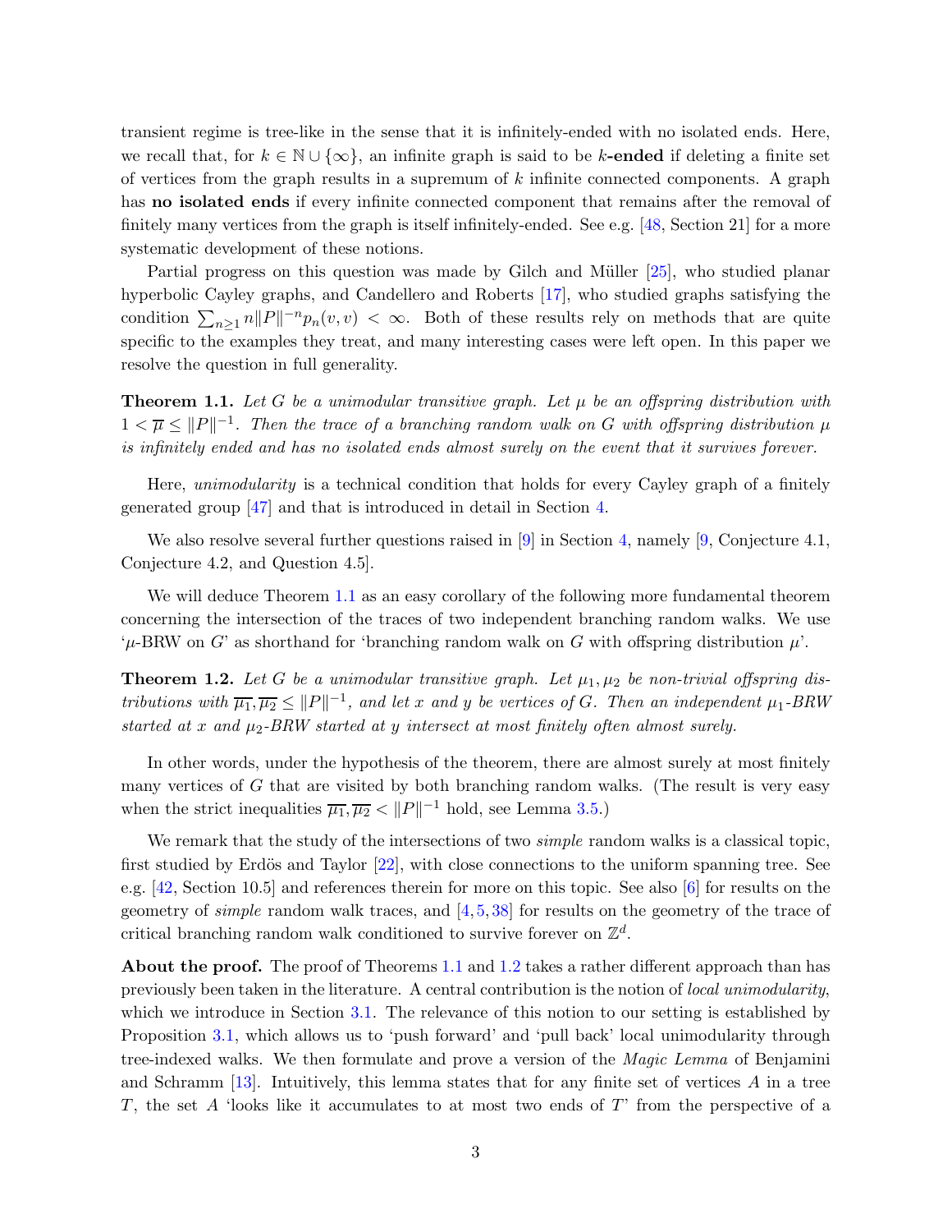transient regime is tree-like in the sense that it is infinitely-ended with no isolated ends. Here, we recall that, for $k \in \mathbb{N} \cup \{\infty\}$, an infinite graph is said to be **$k$-ended** if deleting a finite set of vertices from the graph results in a supremum of $k$ infinite connected components. A graph has **no isolated ends** if every infinite connected component that remains after the removal of finitely many vertices from the graph is itself infinitely-ended. See e.g. [48, Section 21] for a more systematic development of these notions.

Partial progress on this question was made by Gilch and Müller [25], who studied planar hyperbolic Cayley graphs, and Candellero and Roberts [17], who studied graphs satisfying the condition $\sum_{n\geq 1} n\|P\|^{-n} p_n(v,v) < \infty$. Both of these results rely on methods that are quite specific to the examples they treat, and many interesting cases were left open. In this paper we resolve the question in full generality.

**Theorem 1.1.** *Let $G$ be a unimodular transitive graph. Let $\mu$ be an offspring distribution with $1 < \overline{\mu} \leq \|P\|^{-1}$. Then the trace of a branching random walk on $G$ with offspring distribution $\mu$ is infinitely ended and has no isolated ends almost surely on the event that it survives forever.*

Here, *unimodularity* is a technical condition that holds for every Cayley graph of a finitely generated group [47] and that is introduced in detail in Section 4.

We also resolve several further questions raised in [9] in Section 4, namely [9, Conjecture 4.1, Conjecture 4.2, and Question 4.5].

We will deduce Theorem 1.1 as an easy corollary of the following more fundamental theorem concerning the intersection of the traces of two independent branching random walks. We use '$\mu$-BRW on $G$' as shorthand for 'branching random walk on $G$ with offspring distribution $\mu$'.

**Theorem 1.2.** *Let $G$ be a unimodular transitive graph. Let $\mu_1, \mu_2$ be non-trivial offspring distributions with $\overline{\mu_1}, \overline{\mu_2} \leq \|P\|^{-1}$, and let $x$ and $y$ be vertices of $G$. Then an independent $\mu_1$-BRW started at $x$ and $\mu_2$-BRW started at $y$ intersect at most finitely often almost surely.*

In other words, under the hypothesis of the theorem, there are almost surely at most finitely many vertices of $G$ that are visited by both branching random walks. (The result is very easy when the strict inequalities $\overline{\mu_1}, \overline{\mu_2} < \|P\|^{-1}$ hold, see Lemma 3.5.)

We remark that the study of the intersections of two *simple* random walks is a classical topic, first studied by Erdös and Taylor [22], with close connections to the uniform spanning tree. See e.g. [42, Section 10.5] and references therein for more on this topic. See also [6] for results on the geometry of *simple* random walk traces, and [4, 5, 38] for results on the geometry of the trace of critical branching random walk conditioned to survive forever on $\mathbb{Z}^d$.

**About the proof.** The proof of Theorems 1.1 and 1.2 takes a rather different approach than has previously been taken in the literature. A central contribution is the notion of *local unimodularity*, which we introduce in Section 3.1. The relevance of this notion to our setting is established by Proposition 3.1, which allows us to 'push forward' and 'pull back' local unimodularity through tree-indexed walks. We then formulate and prove a version of the *Magic Lemma* of Benjamini and Schramm [13]. Intuitively, this lemma states that for any finite set of vertices $A$ in a tree $T$, the set $A$ 'looks like it accumulates to at most two ends of $T$' from the perspective of a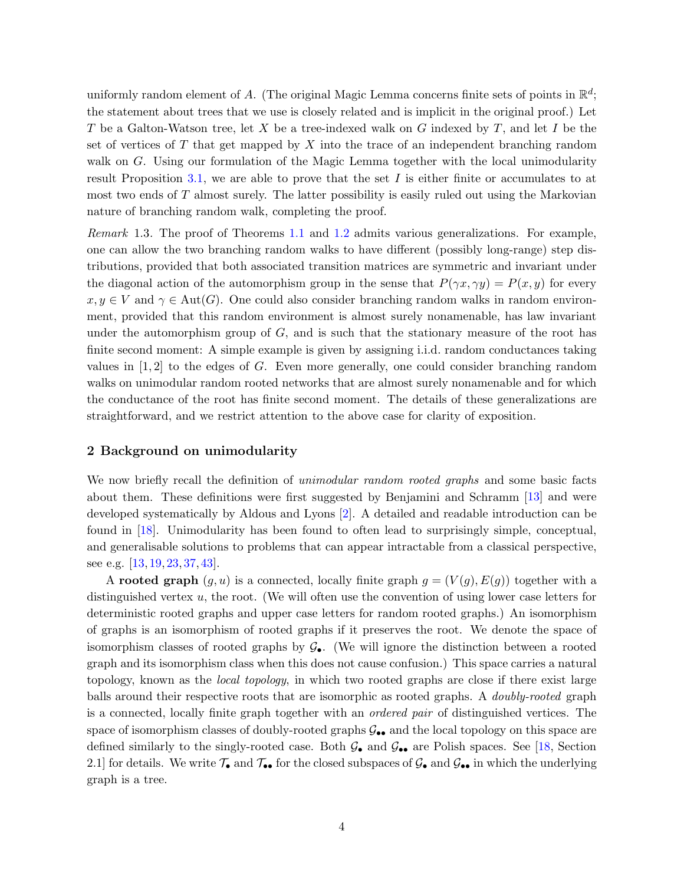uniformly random element of $A$. (The original Magic Lemma concerns finite sets of points in $\mathbb{R}^d$; the statement about trees that we use is closely related and is implicit in the original proof.) Let $T$ be a Galton-Watson tree, let $X$ be a tree-indexed walk on $G$ indexed by $T$, and let $I$ be the set of vertices of $T$ that get mapped by $X$ into the trace of an independent branching random walk on $G$. Using our formulation of the Magic Lemma together with the local unimodularity result Proposition 3.1, we are able to prove that the set $I$ is either finite or accumulates to at most two ends of $T$ almost surely. The latter possibility is easily ruled out using the Markovian nature of branching random walk, completing the proof.

*Remark* 1.3. The proof of Theorems 1.1 and 1.2 admits various generalizations. For example, one can allow the two branching random walks to have different (possibly long-range) step distributions, provided that both associated transition matrices are symmetric and invariant under the diagonal action of the automorphism group in the sense that $P(\gamma x, \gamma y) = P(x, y)$ for every $x, y \in V$ and $\gamma \in \mathrm{Aut}(G)$. One could also consider branching random walks in random environment, provided that this random environment is almost surely nonamenable, has law invariant under the automorphism group of $G$, and is such that the stationary measure of the root has finite second moment: A simple example is given by assigning i.i.d. random conductances taking values in $[1, 2]$ to the edges of $G$. Even more generally, one could consider branching random walks on unimodular random rooted networks that are almost surely nonamenable and for which the conductance of the root has finite second moment. The details of these generalizations are straightforward, and we restrict attention to the above case for clarity of exposition.

## 2 Background on unimodularity

We now briefly recall the definition of *unimodular random rooted graphs* and some basic facts about them. These definitions were first suggested by Benjamini and Schramm [13] and were developed systematically by Aldous and Lyons [2]. A detailed and readable introduction can be found in [18]. Unimodularity has been found to often lead to surprisingly simple, conceptual, and generalisable solutions to problems that can appear intractable from a classical perspective, see e.g. [13, 19, 23, 37, 43].

A **rooted graph** $(g, u)$ is a connected, locally finite graph $g = (V(g), E(g))$ together with a distinguished vertex $u$, the root. (We will often use the convention of using lower case letters for deterministic rooted graphs and upper case letters for random rooted graphs.) An isomorphism of graphs is an isomorphism of rooted graphs if it preserves the root. We denote the space of isomorphism classes of rooted graphs by $\mathcal{G}_\bullet$. (We will ignore the distinction between a rooted graph and its isomorphism class when this does not cause confusion.) This space carries a natural topology, known as the *local topology*, in which two rooted graphs are close if there exist large balls around their respective roots that are isomorphic as rooted graphs. A *doubly-rooted* graph is a connected, locally finite graph together with an *ordered pair* of distinguished vertices. The space of isomorphism classes of doubly-rooted graphs $\mathcal{G}_{\bullet\bullet}$ and the local topology on this space are defined similarly to the singly-rooted case. Both $\mathcal{G}_\bullet$ and $\mathcal{G}_{\bullet\bullet}$ are Polish spaces. See [18, Section 2.1] for details. We write $\mathcal{T}_\bullet$ and $\mathcal{T}_{\bullet\bullet}$ for the closed subspaces of $\mathcal{G}_\bullet$ and $\mathcal{G}_{\bullet\bullet}$ in which the underlying graph is a tree.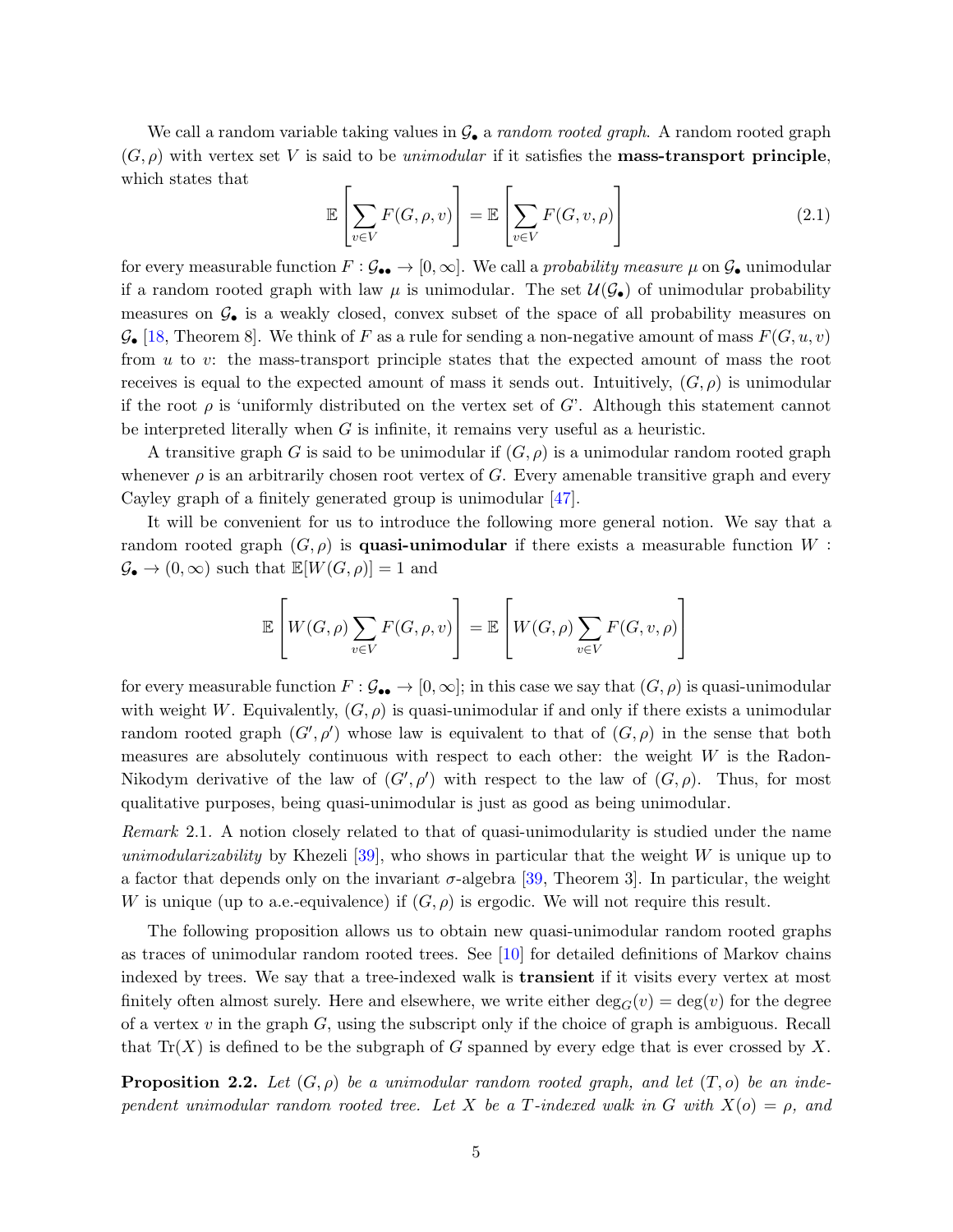We call a random variable taking values in $\mathcal{G}_\bullet$ a *random rooted graph*. A random rooted graph $(G,\rho)$ with vertex set $V$ is said to be *unimodular* if it satisfies the **mass-transport principle**, which states that

$$\mathbb{E}\left[\sum_{v\in V} F(G,\rho,v)\right] = \mathbb{E}\left[\sum_{v\in V} F(G,v,\rho)\right] \tag{2.1}$$

for every measurable function $F : \mathcal{G}_{\bullet\bullet} \to [0,\infty]$. We call a *probability measure* $\mu$ on $\mathcal{G}_\bullet$ unimodular if a random rooted graph with law $\mu$ is unimodular. The set $\mathcal{U}(\mathcal{G}_\bullet)$ of unimodular probability measures on $\mathcal{G}_\bullet$ is a weakly closed, convex subset of the space of all probability measures on $\mathcal{G}_\bullet$ [18, Theorem 8]. We think of $F$ as a rule for sending a non-negative amount of mass $F(G,u,v)$ from $u$ to $v$: the mass-transport principle states that the expected amount of mass the root receives is equal to the expected amount of mass it sends out. Intuitively, $(G,\rho)$ is unimodular if the root $\rho$ is 'uniformly distributed on the vertex set of $G$'. Although this statement cannot be interpreted literally when $G$ is infinite, it remains very useful as a heuristic.

A transitive graph $G$ is said to be unimodular if $(G,\rho)$ is a unimodular random rooted graph whenever $\rho$ is an arbitrarily chosen root vertex of $G$. Every amenable transitive graph and every Cayley graph of a finitely generated group is unimodular [47].

It will be convenient for us to introduce the following more general notion. We say that a random rooted graph $(G,\rho)$ is **quasi-unimodular** if there exists a measurable function $W : \mathcal{G}_\bullet \to (0,\infty)$ such that $\mathbb{E}[W(G,\rho)] = 1$ and

$$\mathbb{E}\left[W(G,\rho)\sum_{v\in V} F(G,\rho,v)\right] = \mathbb{E}\left[W(G,\rho)\sum_{v\in V} F(G,v,\rho)\right]$$

for every measurable function $F : \mathcal{G}_{\bullet\bullet} \to [0,\infty]$; in this case we say that $(G,\rho)$ is quasi-unimodular with weight $W$. Equivalently, $(G,\rho)$ is quasi-unimodular if and only if there exists a unimodular random rooted graph $(G',\rho')$ whose law is equivalent to that of $(G,\rho)$ in the sense that both measures are absolutely continuous with respect to each other: the weight $W$ is the Radon-Nikodym derivative of the law of $(G',\rho')$ with respect to the law of $(G,\rho)$. Thus, for most qualitative purposes, being quasi-unimodular is just as good as being unimodular.

*Remark* 2.1. A notion closely related to that of quasi-unimodularity is studied under the name *unimodularizability* by Khezeli [39], who shows in particular that the weight $W$ is unique up to a factor that depends only on the invariant $\sigma$-algebra [39, Theorem 3]. In particular, the weight $W$ is unique (up to a.e.-equivalence) if $(G,\rho)$ is ergodic. We will not require this result.

The following proposition allows us to obtain new quasi-unimodular random rooted graphs as traces of unimodular random rooted trees. See [10] for detailed definitions of Markov chains indexed by trees. We say that a tree-indexed walk is **transient** if it visits every vertex at most finitely often almost surely. Here and elsewhere, we write either $\deg_G(v) = \deg(v)$ for the degree of a vertex $v$ in the graph $G$, using the subscript only if the choice of graph is ambiguous. Recall that $\mathrm{Tr}(X)$ is defined to be the subgraph of $G$ spanned by every edge that is ever crossed by $X$.

**Proposition 2.2.** *Let $(G,\rho)$ be a unimodular random rooted graph, and let $(T,o)$ be an independent unimodular random rooted tree. Let $X$ be a $T$-indexed walk in $G$ with $X(o) = \rho$, and*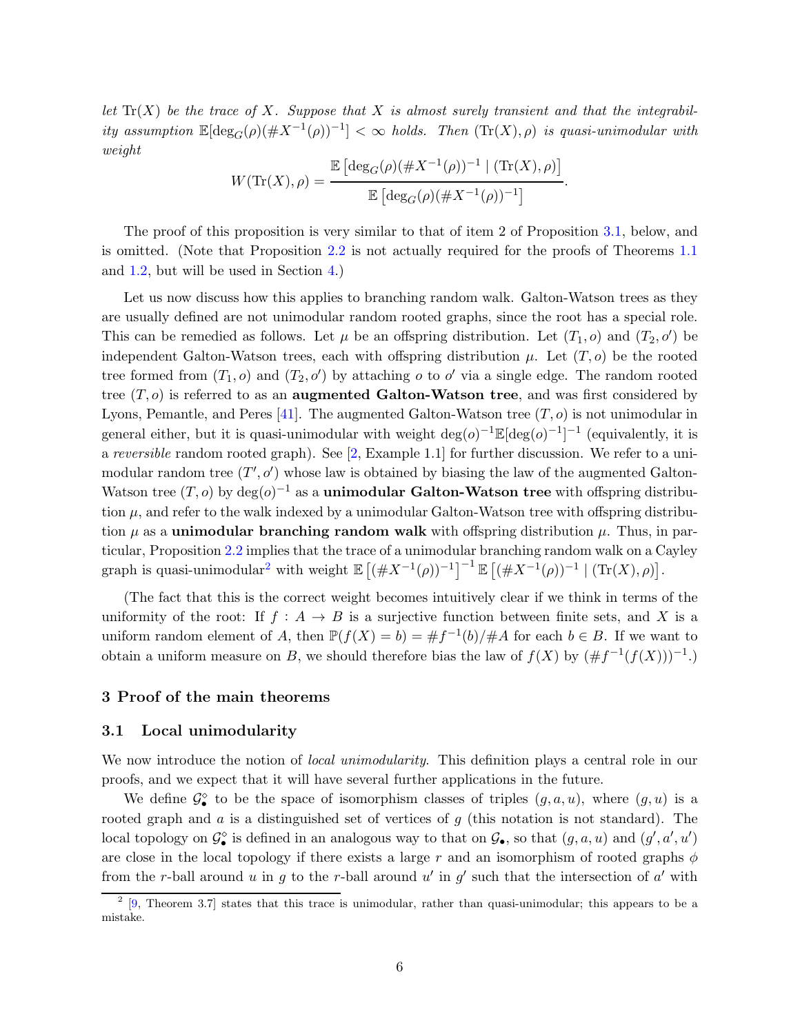*let* $\mathrm{Tr}(X)$ *be the trace of* $X$*. Suppose that* $X$ *is almost surely transient and that the integrability assumption* $\mathbb{E}[\deg_G(\rho)(\#X^{-1}(\rho))^{-1}] < \infty$ *holds. Then* $(\mathrm{Tr}(X), \rho)$ *is quasi-unimodular with weight*

$$W(\mathrm{Tr}(X), \rho) = \frac{\mathbb{E}\left[\deg_G(\rho)(\#X^{-1}(\rho))^{-1} \mid (\mathrm{Tr}(X), \rho)\right]}{\mathbb{E}\left[\deg_G(\rho)(\#X^{-1}(\rho))^{-1}\right]}.$$

The proof of this proposition is very similar to that of item 2 of Proposition 3.1, below, and is omitted. (Note that Proposition 2.2 is not actually required for the proofs of Theorems 1.1 and 1.2, but will be used in Section 4.)

Let us now discuss how this applies to branching random walk. Galton-Watson trees as they are usually defined are not unimodular random rooted graphs, since the root has a special role. This can be remedied as follows. Let $\mu$ be an offspring distribution. Let $(T_1, o)$ and $(T_2, o')$ be independent Galton-Watson trees, each with offspring distribution $\mu$. Let $(T, o)$ be the rooted tree formed from $(T_1, o)$ and $(T_2, o')$ by attaching $o$ to $o'$ via a single edge. The random rooted tree $(T, o)$ is referred to as an **augmented Galton-Watson tree**, and was first considered by Lyons, Pemantle, and Peres [41]. The augmented Galton-Watson tree $(T, o)$ is not unimodular in general either, but it is quasi-unimodular with weight $\deg(o)^{-1}\mathbb{E}[\deg(o)^{-1}]^{-1}$ (equivalently, it is a *reversible* random rooted graph). See [2, Example 1.1] for further discussion. We refer to a unimodular random tree $(T', o')$ whose law is obtained by biasing the law of the augmented Galton-Watson tree $(T, o)$ by $\deg(o)^{-1}$ as a **unimodular Galton-Watson tree** with offspring distribution $\mu$, and refer to the walk indexed by a unimodular Galton-Watson tree with offspring distribution $\mu$ as a **unimodular branching random walk** with offspring distribution $\mu$. Thus, in particular, Proposition 2.2 implies that the trace of a unimodular branching random walk on a Cayley graph is quasi-unimodular[2] with weight $\mathbb{E}\left[(\#X^{-1}(\rho))^{-1}\right]^{-1} \mathbb{E}\left[(\#X^{-1}(\rho))^{-1} \mid (\mathrm{Tr}(X), \rho)\right]$.

(The fact that this is the correct weight becomes intuitively clear if we think in terms of the uniformity of the root: If $f : A \to B$ is a surjective function between finite sets, and $X$ is a uniform random element of $A$, then $\mathbb{P}(f(X) = b) = \#f^{-1}(b)/\#A$ for each $b \in B$. If we want to obtain a uniform measure on $B$, we should therefore bias the law of $f(X)$ by $(\#f^{-1}(f(X)))^{-1}$.)

## 3 Proof of the main theorems

### 3.1 Local unimodularity

We now introduce the notion of *local unimodularity*. This definition plays a central role in our proofs, and we expect that it will have several further applications in the future.

We define $\mathcal{G}_\bullet^\circ$ to be the space of isomorphism classes of triples $(g, a, u)$, where $(g, u)$ is a rooted graph and $a$ is a distinguished set of vertices of $g$ (this notation is not standard). The local topology on $\mathcal{G}_\bullet^\circ$ is defined in an analogous way to that on $\mathcal{G}_\bullet$, so that $(g, a, u)$ and $(g', a', u')$ are close in the local topology if there exists a large $r$ and an isomorphism of rooted graphs $\phi$ from the $r$-ball around $u$ in $g$ to the $r$-ball around $u'$ in $g'$ such that the intersection of $a'$ with

[2] [9, Theorem 3.7] states that this trace is unimodular, rather than quasi-unimodular; this appears to be a mistake.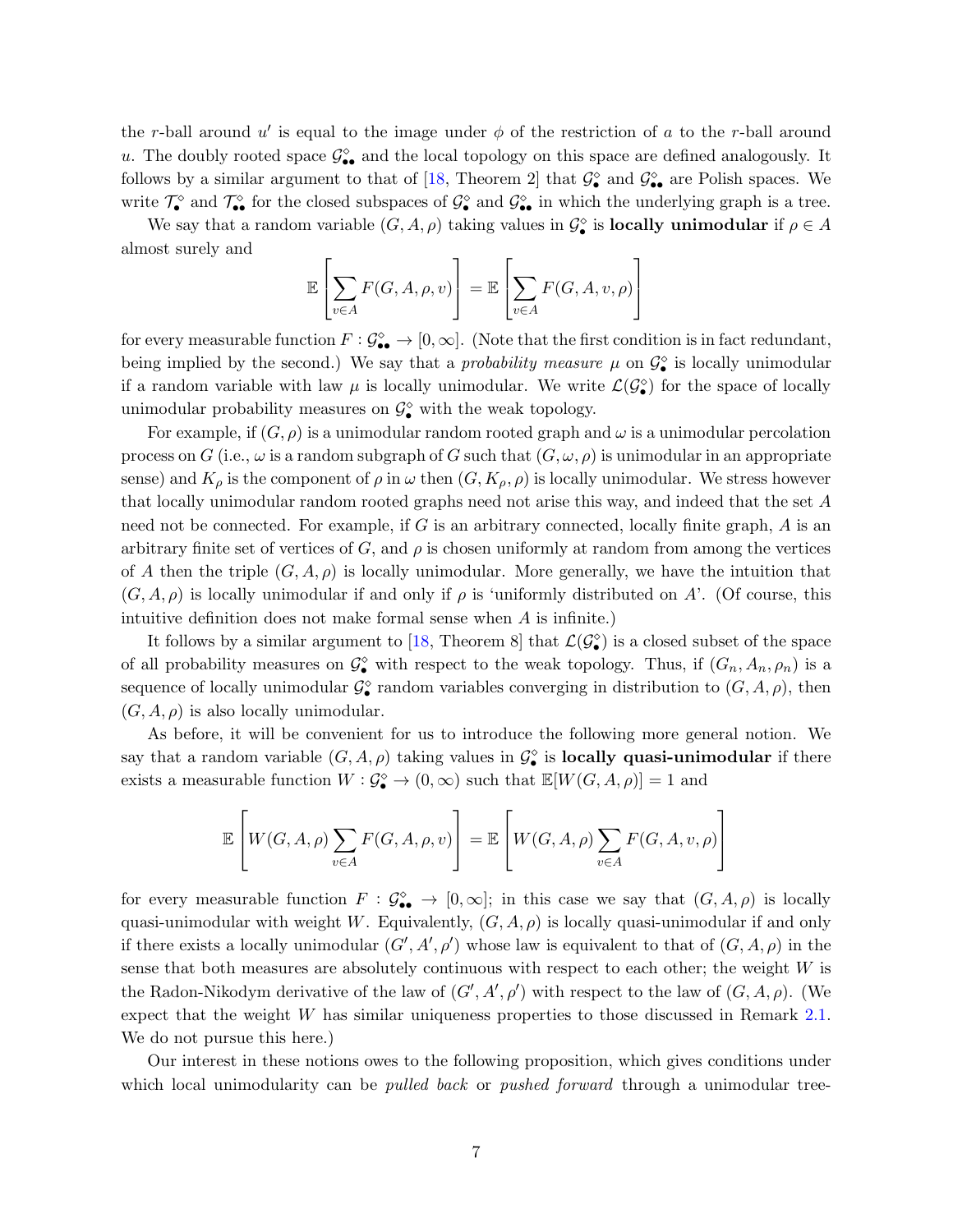the $r$-ball around $u'$ is equal to the image under $\phi$ of the restriction of $a$ to the $r$-ball around $u$. The doubly rooted space $\mathcal{G}_{\bullet\bullet}^{\diamond}$ and the local topology on this space are defined analogously. It follows by a similar argument to that of [18, Theorem 2] that $\mathcal{G}_{\bullet}^{\diamond}$ and $\mathcal{G}_{\bullet\bullet}^{\diamond}$ are Polish spaces. We write $\mathcal{T}_{\bullet}^{\diamond}$ and $\mathcal{T}_{\bullet\bullet}^{\diamond}$ for the closed subspaces of $\mathcal{G}_{\bullet}^{\diamond}$ and $\mathcal{G}_{\bullet\bullet}^{\diamond}$ in which the underlying graph is a tree.

We say that a random variable $(G, A, \rho)$ taking values in $\mathcal{G}_{\bullet}^{\diamond}$ is **locally unimodular** if $\rho \in A$ almost surely and

$$\mathbb{E}\left[\sum_{v \in A} F(G, A, \rho, v)\right] = \mathbb{E}\left[\sum_{v \in A} F(G, A, v, \rho)\right]$$

for every measurable function $F : \mathcal{G}_{\bullet\bullet}^{\diamond} \to [0, \infty]$. (Note that the first condition is in fact redundant, being implied by the second.) We say that a *probability measure* $\mu$ on $\mathcal{G}_{\bullet}^{\diamond}$ is locally unimodular if a random variable with law $\mu$ is locally unimodular. We write $\mathcal{L}(\mathcal{G}_{\bullet}^{\diamond})$ for the space of locally unimodular probability measures on $\mathcal{G}_{\bullet}^{\diamond}$ with the weak topology.

For example, if $(G, \rho)$ is a unimodular random rooted graph and $\omega$ is a unimodular percolation process on $G$ (i.e., $\omega$ is a random subgraph of $G$ such that $(G, \omega, \rho)$ is unimodular in an appropriate sense) and $K_\rho$ is the component of $\rho$ in $\omega$ then $(G, K_\rho, \rho)$ is locally unimodular. We stress however that locally unimodular random rooted graphs need not arise this way, and indeed that the set $A$ need not be connected. For example, if $G$ is an arbitrary connected, locally finite graph, $A$ is an arbitrary finite set of vertices of $G$, and $\rho$ is chosen uniformly at random from among the vertices of $A$ then the triple $(G, A, \rho)$ is locally unimodular. More generally, we have the intuition that $(G, A, \rho)$ is locally unimodular if and only if $\rho$ is 'uniformly distributed on $A$'. (Of course, this intuitive definition does not make formal sense when $A$ is infinite.)

It follows by a similar argument to [18, Theorem 8] that $\mathcal{L}(\mathcal{G}_{\bullet}^{\diamond})$ is a closed subset of the space of all probability measures on $\mathcal{G}_{\bullet}^{\diamond}$ with respect to the weak topology. Thus, if $(G_n, A_n, \rho_n)$ is a sequence of locally unimodular $\mathcal{G}_{\bullet}^{\diamond}$ random variables converging in distribution to $(G, A, \rho)$, then $(G, A, \rho)$ is also locally unimodular.

As before, it will be convenient for us to introduce the following more general notion. We say that a random variable $(G, A, \rho)$ taking values in $\mathcal{G}_{\bullet}^{\diamond}$ is **locally quasi-unimodular** if there exists a measurable function $W : \mathcal{G}_{\bullet}^{\diamond} \to (0, \infty)$ such that $\mathbb{E}[W(G, A, \rho)] = 1$ and

$$\mathbb{E}\left[W(G, A, \rho) \sum_{v \in A} F(G, A, \rho, v)\right] = \mathbb{E}\left[W(G, A, \rho) \sum_{v \in A} F(G, A, v, \rho)\right]$$

for every measurable function $F : \mathcal{G}_{\bullet\bullet}^{\diamond} \to [0, \infty]$; in this case we say that $(G, A, \rho)$ is locally quasi-unimodular with weight $W$. Equivalently, $(G, A, \rho)$ is locally quasi-unimodular if and only if there exists a locally unimodular $(G', A', \rho')$ whose law is equivalent to that of $(G, A, \rho)$ in the sense that both measures are absolutely continuous with respect to each other; the weight $W$ is the Radon-Nikodym derivative of the law of $(G', A', \rho')$ with respect to the law of $(G, A, \rho)$. (We expect that the weight $W$ has similar uniqueness properties to those discussed in Remark 2.1. We do not pursue this here.)

Our interest in these notions owes to the following proposition, which gives conditions under which local unimodularity can be *pulled back* or *pushed forward* through a unimodular tree-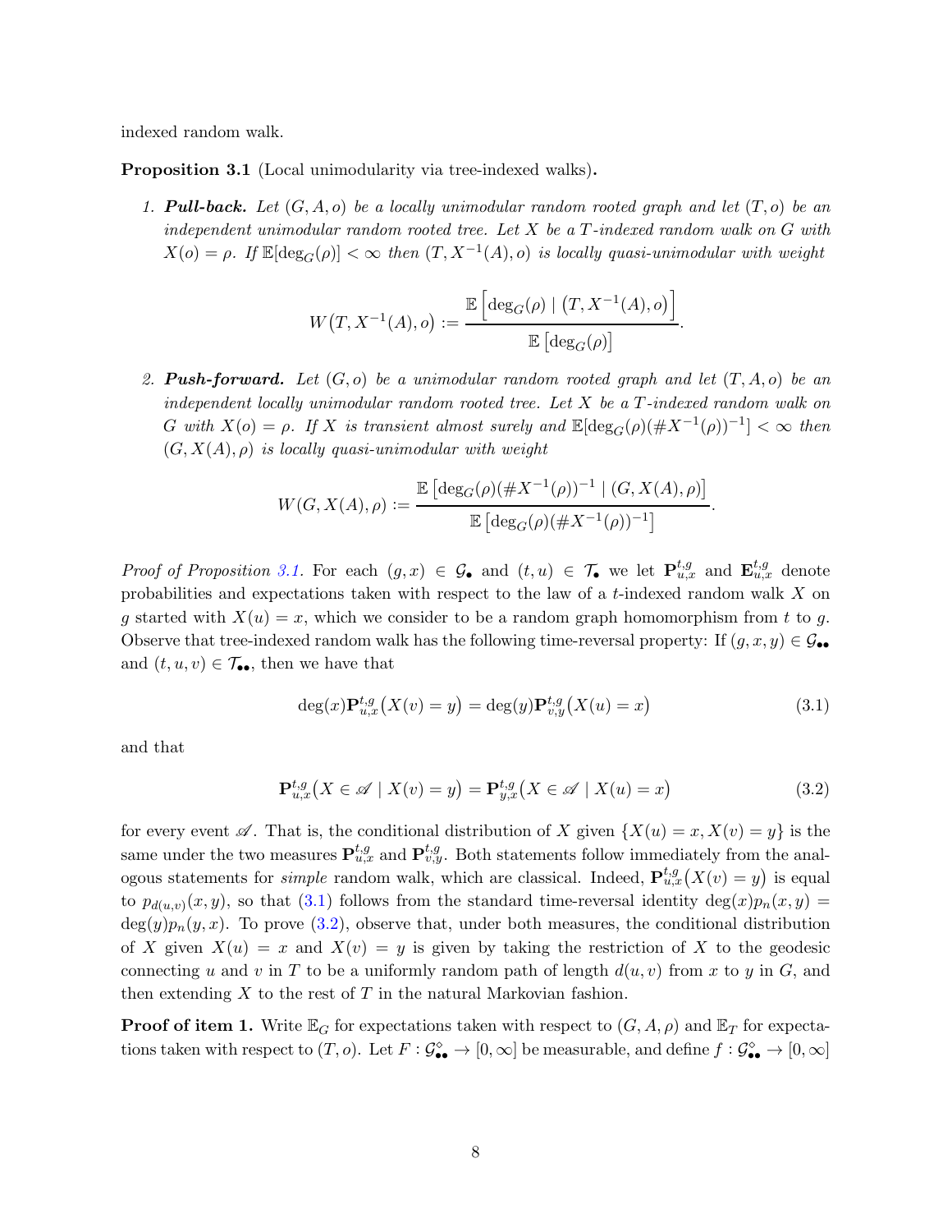indexed random walk.

**Proposition 3.1** (Local unimodularity via tree-indexed walks)**.**

1. ***Pull-back.*** *Let $(G, A, o)$ be a locally unimodular random rooted graph and let $(T, o)$ be an independent unimodular random rooted tree. Let $X$ be a $T$-indexed random walk on $G$ with $X(o) = \rho$. If $\mathbb{E}[\deg_G(\rho)] < \infty$ then $(T, X^{-1}(A), o)$ is locally quasi-unimodular with weight*

$$W\big(T, X^{-1}(A), o\big) := \frac{\mathbb{E}\Big[\deg_G(\rho) \mid \big(T, X^{-1}(A), o\big)\Big]}{\mathbb{E}\big[\deg_G(\rho)\big]}.$$

2. ***Push-forward.*** *Let $(G, o)$ be a unimodular random rooted graph and let $(T, A, o)$ be an independent locally unimodular random rooted tree. Let $X$ be a $T$-indexed random walk on $G$ with $X(o) = \rho$. If $X$ is transient almost surely and $\mathbb{E}[\deg_G(\rho)(\#X^{-1}(\rho))^{-1}] < \infty$ then $(G, X(A), \rho)$ is locally quasi-unimodular with weight*

$$W(G, X(A), \rho) := \frac{\mathbb{E}\left[\deg_G(\rho)(\#X^{-1}(\rho))^{-1} \mid (G, X(A), \rho)\right]}{\mathbb{E}\left[\deg_G(\rho)(\#X^{-1}(\rho))^{-1}\right]}.$$

*Proof of Proposition 3.1.* For each $(g, x) \in \mathcal{G}_\bullet$ and $(t, u) \in \mathcal{T}_\bullet$ we let $\mathbf{P}^{t,g}_{u,x}$ and $\mathbf{E}^{t,g}_{u,x}$ denote probabilities and expectations taken with respect to the law of a $t$-indexed random walk $X$ on $g$ started with $X(u) = x$, which we consider to be a random graph homomorphism from $t$ to $g$. Observe that tree-indexed random walk has the following time-reversal property: If $(g, x, y) \in \mathcal{G}_{\bullet\bullet}$ and $(t, u, v) \in \mathcal{T}_{\bullet\bullet}$, then we have that

$$\deg(x)\mathbf{P}^{t,g}_{u,x}\big(X(v) = y\big) = \deg(y)\mathbf{P}^{t,g}_{v,y}\big(X(u) = x\big) \tag{3.1}$$

and that

$$\mathbf{P}^{t,g}_{u,x}\big(X \in \mathscr{A} \mid X(v) = y\big) = \mathbf{P}^{t,g}_{y,x}\big(X \in \mathscr{A} \mid X(u) = x\big) \tag{3.2}$$

for every event $\mathscr{A}$. That is, the conditional distribution of $X$ given $\{X(u) = x, X(v) = y\}$ is the same under the two measures $\mathbf{P}^{t,g}_{u,x}$ and $\mathbf{P}^{t,g}_{v,y}$. Both statements follow immediately from the analogous statements for *simple* random walk, which are classical. Indeed, $\mathbf{P}^{t,g}_{u,x}\big(X(v) = y\big)$ is equal to $p_{d(u,v)}(x, y)$, so that (3.1) follows from the standard time-reversal identity $\deg(x)p_n(x, y) = \deg(y)p_n(y, x)$. To prove (3.2), observe that, under both measures, the conditional distribution of $X$ given $X(u) = x$ and $X(v) = y$ is given by taking the restriction of $X$ to the geodesic connecting $u$ and $v$ in $T$ to be a uniformly random path of length $d(u, v)$ from $x$ to $y$ in $G$, and then extending $X$ to the rest of $T$ in the natural Markovian fashion.

**Proof of item 1.** Write $\mathbb{E}_G$ for expectations taken with respect to $(G, A, \rho)$ and $\mathbb{E}_T$ for expectations taken with respect to $(T, o)$. Let $F : \mathcal{G}^\diamond_{\bullet\bullet} \to [0, \infty]$ be measurable, and define $f : \mathcal{G}^\diamond_{\bullet\bullet} \to [0, \infty]$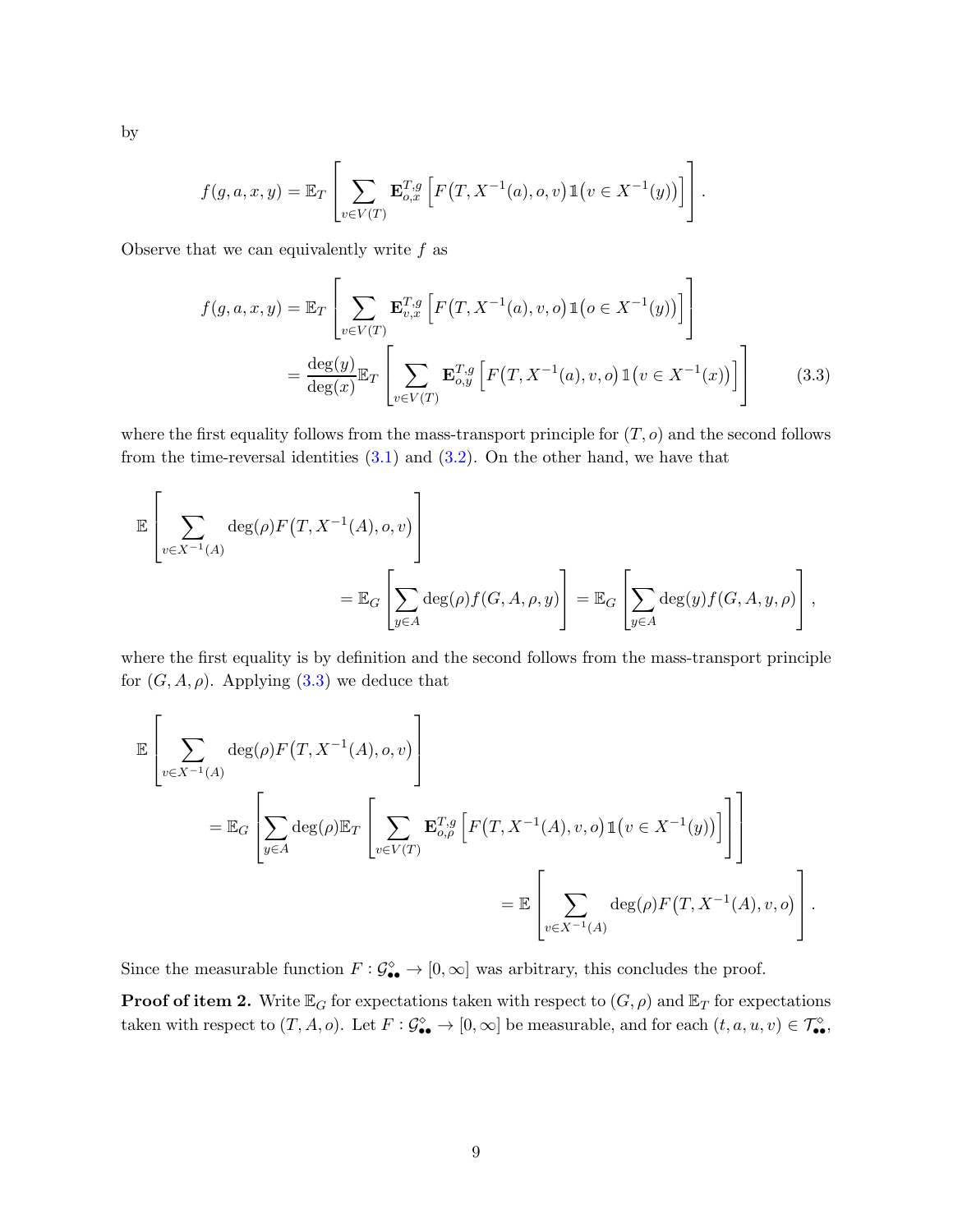by

$$f(g,a,x,y) = \mathbb{E}_T\left[\sum_{v\in V(T)} \mathbf{E}^{T,g}_{o,x}\left[F\big(T,X^{-1}(a),o,v\big)\mathbb{1}\big(v\in X^{-1}(y)\big)\right]\right].$$

Observe that we can equivalently write $f$ as

$$\begin{aligned} f(g,a,x,y) &= \mathbb{E}_T\left[\sum_{v\in V(T)} \mathbf{E}^{T,g}_{v,x}\left[F\big(T,X^{-1}(a),v,o\big)\mathbb{1}\big(o\in X^{-1}(y)\big)\right]\right] \\ &= \frac{\deg(y)}{\deg(x)}\mathbb{E}_T\left[\sum_{v\in V(T)} \mathbf{E}^{T,g}_{o,y}\left[F\big(T,X^{-1}(a),v,o\big)\mathbb{1}\big(v\in X^{-1}(x)\big)\right]\right] \end{aligned} \tag{3.3}$$

where the first equality follows from the mass-transport principle for $(T,o)$ and the second follows from the time-reversal identities (3.1) and (3.2). On the other hand, we have that

$$\mathbb{E}\left[\sum_{v\in X^{-1}(A)} \deg(\rho)F\big(T,X^{-1}(A),o,v\big)\right] = \mathbb{E}_G\left[\sum_{y\in A}\deg(\rho)f(G,A,\rho,y)\right] = \mathbb{E}_G\left[\sum_{y\in A}\deg(y)f(G,A,y,\rho)\right],$$

where the first equality is by definition and the second follows from the mass-transport principle for $(G,A,\rho)$. Applying (3.3) we deduce that

$$\begin{aligned} &\mathbb{E}\left[\sum_{v\in X^{-1}(A)} \deg(\rho)F\big(T,X^{-1}(A),o,v\big)\right] \\ &\qquad= \mathbb{E}_G\left[\sum_{y\in A}\deg(\rho)\mathbb{E}_T\left[\sum_{v\in V(T)} \mathbf{E}^{T,g}_{o,\rho}\left[F\big(T,X^{-1}(A),v,o\big)\mathbb{1}\big(v\in X^{-1}(y)\big)\right]\right]\right] \\ &\qquad= \mathbb{E}\left[\sum_{v\in X^{-1}(A)} \deg(\rho)F\big(T,X^{-1}(A),v,o\big)\right]. \end{aligned}$$

Since the measurable function $F : \mathcal{G}^{\diamond}_{\bullet\bullet} \to [0,\infty]$ was arbitrary, this concludes the proof.

**Proof of item 2.** Write $\mathbb{E}_G$ for expectations taken with respect to $(G,\rho)$ and $\mathbb{E}_T$ for expectations taken with respect to $(T,A,o)$. Let $F : \mathcal{G}^{\diamond}_{\bullet\bullet} \to [0,\infty]$ be measurable, and for each $(t,a,u,v) \in \mathcal{T}^{\diamond}_{\bullet\bullet}$,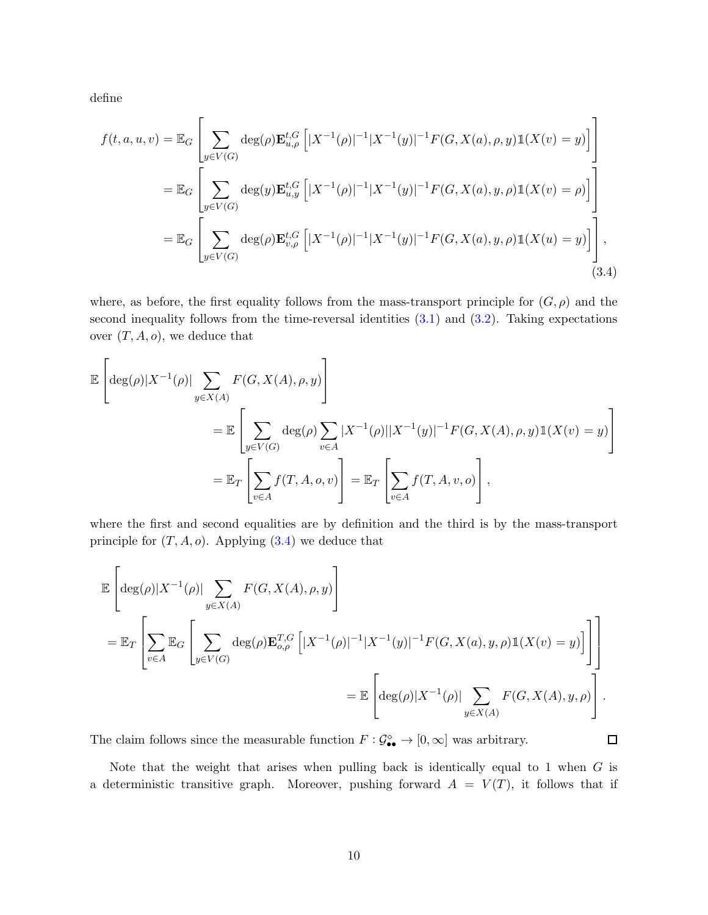define

$$
\begin{aligned}
f(t,a,u,v) &= \mathbb{E}_G\left[\sum_{y\in V(G)} \deg(\rho)\mathbf{E}^{t,G}_{u,\rho}\left[|X^{-1}(\rho)|^{-1}|X^{-1}(y)|^{-1}F(G,X(a),\rho,y)\mathbb{1}(X(v)=y)\right]\right]\\
&= \mathbb{E}_G\left[\sum_{y\in V(G)} \deg(y)\mathbf{E}^{t,G}_{u,y}\left[|X^{-1}(\rho)|^{-1}|X^{-1}(y)|^{-1}F(G,X(a),y,\rho)\mathbb{1}(X(v)=\rho)\right]\right]\\
&= \mathbb{E}_G\left[\sum_{y\in V(G)} \deg(\rho)\mathbf{E}^{t,G}_{v,\rho}\left[|X^{-1}(\rho)|^{-1}|X^{-1}(y)|^{-1}F(G,X(a),y,\rho)\mathbb{1}(X(u)=y)\right]\right],
\end{aligned} \tag{3.4}
$$

where, as before, the first equality follows from the mass-transport principle for $(G,\rho)$ and the second inequality follows from the time-reversal identities (3.1) and (3.2). Taking expectations over $(T,A,o)$, we deduce that

$$
\begin{aligned}
&\mathbb{E}\left[\deg(\rho)|X^{-1}(\rho)|\sum_{y\in X(A)}F(G,X(A),\rho,y)\right]\\
&\qquad= \mathbb{E}\left[\sum_{y\in V(G)}\deg(\rho)\sum_{v\in A}|X^{-1}(\rho)||X^{-1}(y)|^{-1}F(G,X(A),\rho,y)\mathbb{1}(X(v)=y)\right]\\
&\qquad= \mathbb{E}_T\left[\sum_{v\in A}f(T,A,o,v)\right] = \mathbb{E}_T\left[\sum_{v\in A}f(T,A,v,o)\right],
\end{aligned}
$$

where the first and second equalities are by definition and the third is by the mass-transport principle for $(T,A,o)$. Applying (3.4) we deduce that

$$
\begin{aligned}
&\mathbb{E}\left[\deg(\rho)|X^{-1}(\rho)|\sum_{y\in X(A)}F(G,X(A),\rho,y)\right]\\
&\quad= \mathbb{E}_T\left[\sum_{v\in A}\mathbb{E}_G\left[\sum_{y\in V(G)}\deg(\rho)\mathbf{E}^{T,G}_{o,\rho}\left[|X^{-1}(\rho)|^{-1}|X^{-1}(y)|^{-1}F(G,X(a),y,\rho)\mathbb{1}(X(v)=y)\right]\right]\right]\\
&\quad= \mathbb{E}\left[\deg(\rho)|X^{-1}(\rho)|\sum_{y\in X(A)}F(G,X(A),y,\rho)\right].
\end{aligned}
$$

The claim follows since the measurable function $F:\mathcal{G}^{\diamond}_{\bullet\bullet}\to[0,\infty]$ was arbitrary. $\square$

Note that the weight that arises when pulling back is identically equal to 1 when $G$ is a deterministic transitive graph. Moreover, pushing forward $A=V(T)$, it follows that if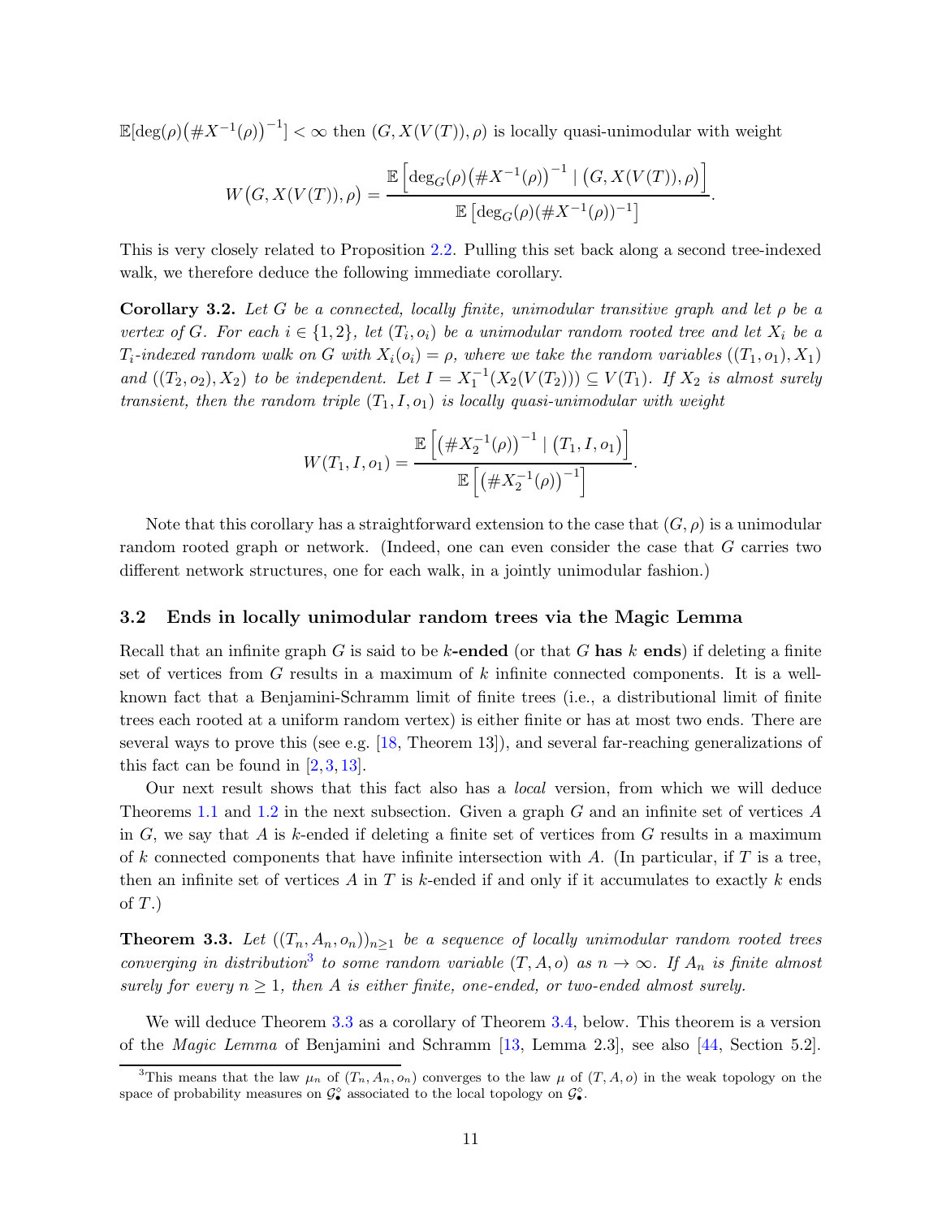$\mathbb{E}[\deg(\rho)\big(\#X^{-1}(\rho)\big)^{-1}] < \infty$ then $(G, X(V(T)), \rho)$ is locally quasi-unimodular with weight

$$W\big(G, X(V(T)), \rho\big) = \frac{\mathbb{E}\left[\deg_G(\rho)\big(\#X^{-1}(\rho)\big)^{-1} \mid \big(G, X(V(T)), \rho\big)\right]}{\mathbb{E}\left[\deg_G(\rho)(\#X^{-1}(\rho))^{-1}\right]}.$$

This is very closely related to Proposition 2.2. Pulling this set back along a second tree-indexed walk, we therefore deduce the following immediate corollary.

**Corollary 3.2.** *Let $G$ be a connected, locally finite, unimodular transitive graph and let $\rho$ be a vertex of $G$. For each $i \in \{1, 2\}$, let $(T_i, o_i)$ be a unimodular random rooted tree and let $X_i$ be a $T_i$-indexed random walk on $G$ with $X_i(o_i) = \rho$, where we take the random variables $((T_1, o_1), X_1)$ and $((T_2, o_2), X_2)$ to be independent. Let $I = X_1^{-1}(X_2(V(T_2))) \subseteq V(T_1)$. If $X_2$ is almost surely transient, then the random triple $(T_1, I, o_1)$ is locally quasi-unimodular with weight*

$$W(T_1, I, o_1) = \frac{\mathbb{E}\left[\big(\#X_2^{-1}(\rho)\big)^{-1} \mid \big(T_1, I, o_1\big)\right]}{\mathbb{E}\left[\big(\#X_2^{-1}(\rho)\big)^{-1}\right]}.$$

Note that this corollary has a straightforward extension to the case that $(G, \rho)$ is a unimodular random rooted graph or network. (Indeed, one can even consider the case that $G$ carries two different network structures, one for each walk, in a jointly unimodular fashion.)

### 3.2 Ends in locally unimodular random trees via the Magic Lemma

Recall that an infinite graph $G$ is said to be $k$**-ended** (or that $G$ **has** $k$ **ends**) if deleting a finite set of vertices from $G$ results in a maximum of $k$ infinite connected components. It is a well-known fact that a Benjamini-Schramm limit of finite trees (i.e., a distributional limit of finite trees each rooted at a uniform random vertex) is either finite or has at most two ends. There are several ways to prove this (see e.g. [18, Theorem 13]), and several far-reaching generalizations of this fact can be found in [2, 3, 13].

Our next result shows that this fact also has a *local* version, from which we will deduce Theorems 1.1 and 1.2 in the next subsection. Given a graph $G$ and an infinite set of vertices $A$ in $G$, we say that $A$ is $k$-ended if deleting a finite set of vertices from $G$ results in a maximum of $k$ connected components that have infinite intersection with $A$. (In particular, if $T$ is a tree, then an infinite set of vertices $A$ in $T$ is $k$-ended if and only if it accumulates to exactly $k$ ends of $T$.)

**Theorem 3.3.** *Let $((T_n, A_n, o_n))_{n \geq 1}$ be a sequence of locally unimodular random rooted trees converging in distribution*[3] *to some random variable $(T, A, o)$ as $n \to \infty$. If $A_n$ is finite almost surely for every $n \geq 1$, then $A$ is either finite, one-ended, or two-ended almost surely.*

We will deduce Theorem 3.3 as a corollary of Theorem 3.4, below. This theorem is a version of the *Magic Lemma* of Benjamini and Schramm [13, Lemma 2.3], see also [44, Section 5.2].

[3] This means that the law $\mu_n$ of $(T_n, A_n, o_n)$ converges to the law $\mu$ of $(T, A, o)$ in the weak topology on the space of probability measures on $\mathcal{G}_\bullet^\circ$ associated to the local topology on $\mathcal{G}_\bullet^\circ$.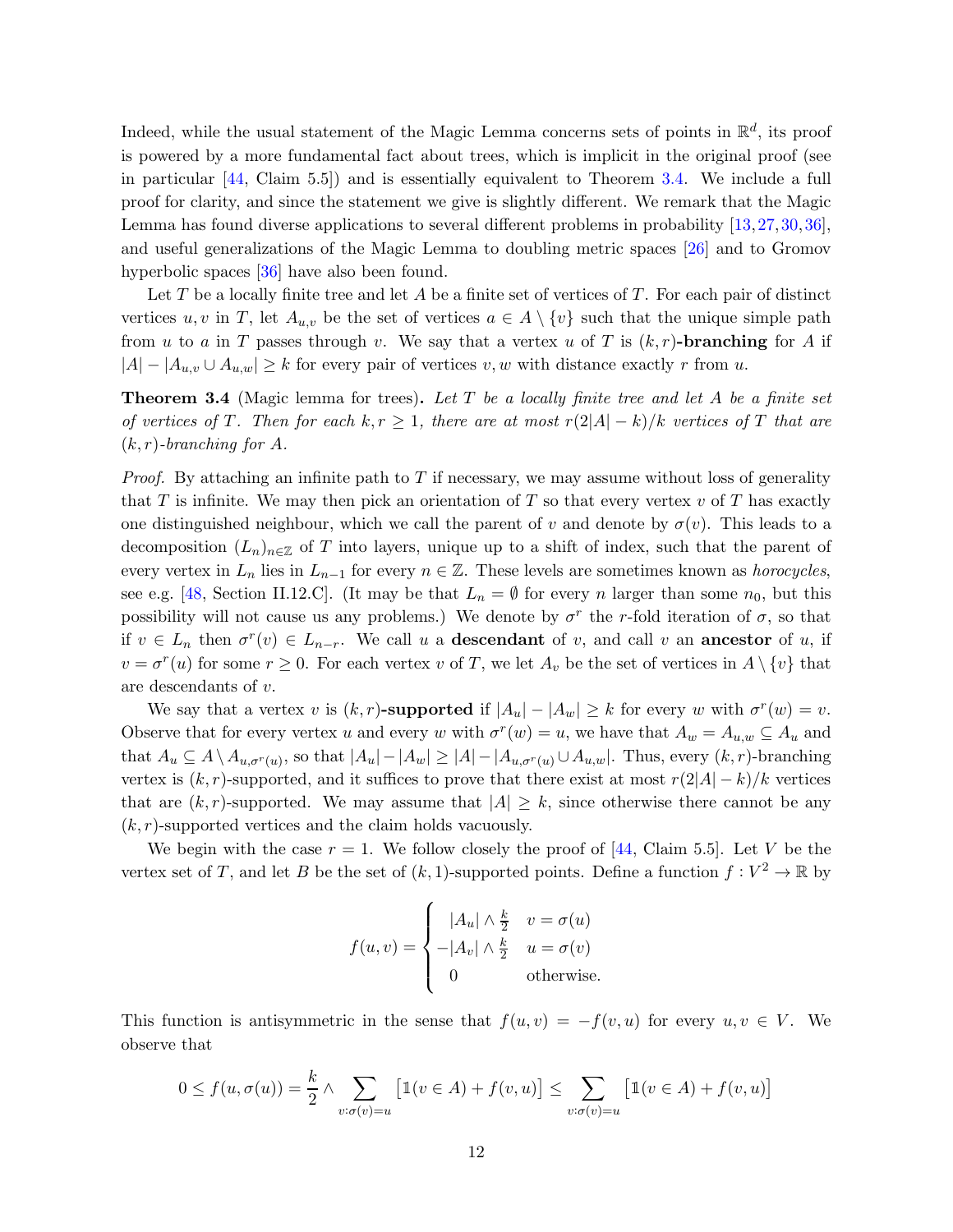Indeed, while the usual statement of the Magic Lemma concerns sets of points in $\mathbb{R}^d$, its proof is powered by a more fundamental fact about trees, which is implicit in the original proof (see in particular [44, Claim 5.5]) and is essentially equivalent to Theorem 3.4. We include a full proof for clarity, and since the statement we give is slightly different. We remark that the Magic Lemma has found diverse applications to several different problems in probability [13,27,30,36], and useful generalizations of the Magic Lemma to doubling metric spaces [26] and to Gromov hyperbolic spaces [36] have also been found.

Let $T$ be a locally finite tree and let $A$ be a finite set of vertices of $T$. For each pair of distinct vertices $u, v$ in $T$, let $A_{u,v}$ be the set of vertices $a \in A \setminus \{v\}$ such that the unique simple path from $u$ to $a$ in $T$ passes through $v$. We say that a vertex $u$ of $T$ is **$(k, r)$-branching** for $A$ if $|A| - |A_{u,v} \cup A_{u,w}| \geq k$ for every pair of vertices $v, w$ with distance exactly $r$ from $u$.

**Theorem 3.4** (Magic lemma for trees)**.** *Let $T$ be a locally finite tree and let $A$ be a finite set of vertices of $T$. Then for each $k, r \geq 1$, there are at most $r(2|A| - k)/k$ vertices of $T$ that are $(k, r)$-branching for $A$.*

*Proof.* By attaching an infinite path to $T$ if necessary, we may assume without loss of generality that $T$ is infinite. We may then pick an orientation of $T$ so that every vertex $v$ of $T$ has exactly one distinguished neighbour, which we call the parent of $v$ and denote by $\sigma(v)$. This leads to a decomposition $(L_n)_{n \in \mathbb{Z}}$ of $T$ into layers, unique up to a shift of index, such that the parent of every vertex in $L_n$ lies in $L_{n-1}$ for every $n \in \mathbb{Z}$. These levels are sometimes known as *horocycles*, see e.g. [48, Section II.12.C]. (It may be that $L_n = \emptyset$ for every $n$ larger than some $n_0$, but this possibility will not cause us any problems.) We denote by $\sigma^r$ the $r$-fold iteration of $\sigma$, so that if $v \in L_n$ then $\sigma^r(v) \in L_{n-r}$. We call $u$ a **descendant** of $v$, and call $v$ an **ancestor** of $u$, if $v = \sigma^r(u)$ for some $r \geq 0$. For each vertex $v$ of $T$, we let $A_v$ be the set of vertices in $A \setminus \{v\}$ that are descendants of $v$.

We say that a vertex $v$ is **$(k, r)$-supported** if $|A_u| - |A_w| \geq k$ for every $w$ with $\sigma^r(w) = v$. Observe that for every vertex $u$ and every $w$ with $\sigma^r(w) = u$, we have that $A_w = A_{u,w} \subseteq A_u$ and that $A_u \subseteq A \setminus A_{u,\sigma^r(u)}$, so that $|A_u| - |A_w| \geq |A| - |A_{u,\sigma^r(u)} \cup A_{u,w}|$. Thus, every $(k, r)$-branching vertex is $(k, r)$-supported, and it suffices to prove that there exist at most $r(2|A| - k)/k$ vertices that are $(k, r)$-supported. We may assume that $|A| \geq k$, since otherwise there cannot be any $(k, r)$-supported vertices and the claim holds vacuously.

We begin with the case $r = 1$. We follow closely the proof of [44, Claim 5.5]. Let $V$ be the vertex set of $T$, and let $B$ be the set of $(k, 1)$-supported points. Define a function $f : V^2 \to \mathbb{R}$ by

$$f(u, v) = \begin{cases} |A_u| \wedge \frac{k}{2} & v = \sigma(u) \\ -|A_v| \wedge \frac{k}{2} & u = \sigma(v) \\ 0 & \text{otherwise.} \end{cases}$$

This function is antisymmetric in the sense that $f(u, v) = -f(v, u)$ for every $u, v \in V$. We observe that

$$0 \leq f(u, \sigma(u)) = \frac{k}{2} \wedge \sum_{v : \sigma(v) = u} \left[ \mathbb{1}(v \in A) + f(v, u) \right] \leq \sum_{v : \sigma(v) = u} \left[ \mathbb{1}(v \in A) + f(v, u) \right]$$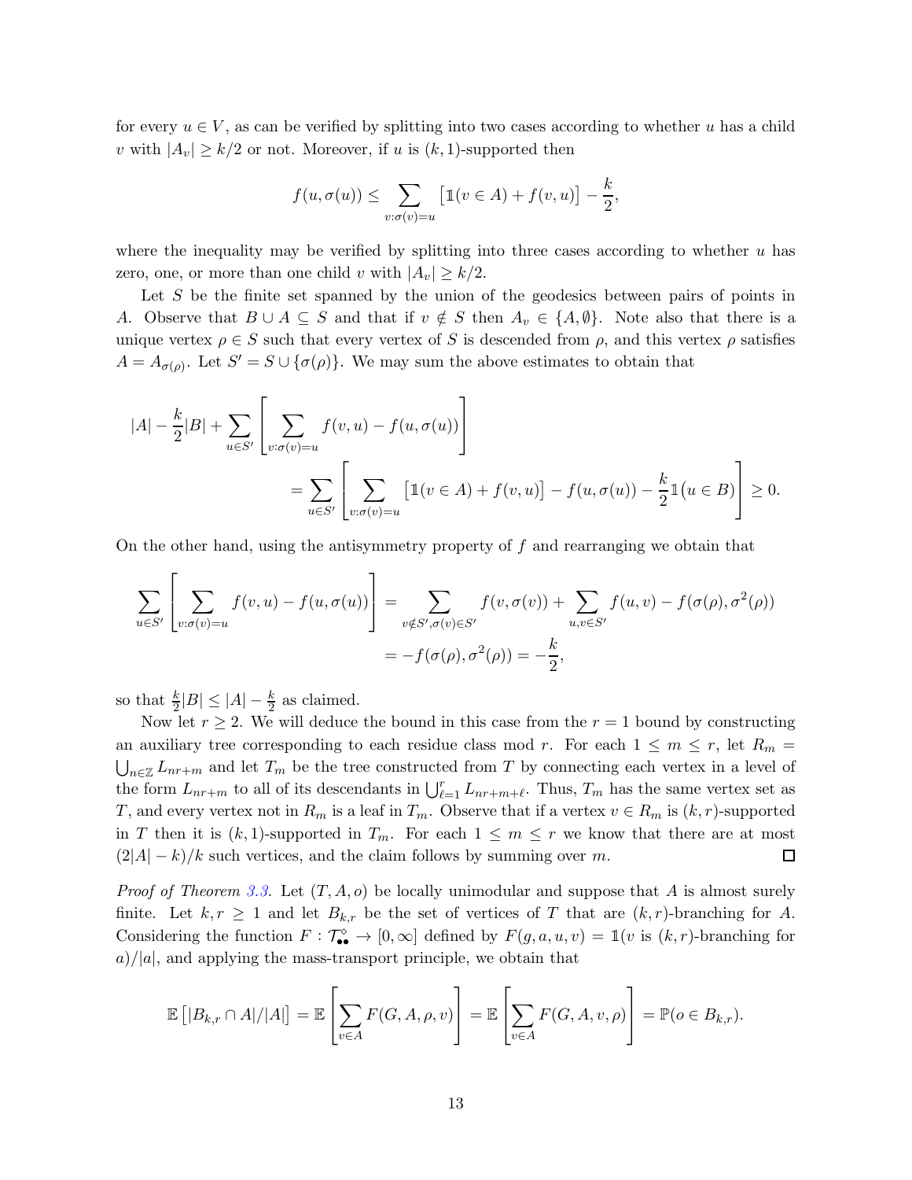for every $u \in V$, as can be verified by splitting into two cases according to whether $u$ has a child $v$ with $|A_v| \geq k/2$ or not. Moreover, if $u$ is $(k,1)$-supported then

$$f(u,\sigma(u)) \leq \sum_{v:\sigma(v)=u} \left[\mathbb{1}(v \in A) + f(v,u)\right] - \frac{k}{2},$$

where the inequality may be verified by splitting into three cases according to whether $u$ has zero, one, or more than one child $v$ with $|A_v| \geq k/2$.

Let $S$ be the finite set spanned by the union of the geodesics between pairs of points in $A$. Observe that $B \cup A \subseteq S$ and that if $v \notin S$ then $A_v \in \{A, \emptyset\}$. Note also that there is a unique vertex $\rho \in S$ such that every vertex of $S$ is descended from $\rho$, and this vertex $\rho$ satisfies $A = A_{\sigma(\rho)}$. Let $S' = S \cup \{\sigma(\rho)\}$. We may sum the above estimates to obtain that

$$\begin{aligned}|A| - \frac{k}{2}|B| + \sum_{u \in S'} &\left[\sum_{v:\sigma(v)=u} f(v,u) - f(u,\sigma(u))\right] \\ &= \sum_{u \in S'} \left[\sum_{v:\sigma(v)=u} \left[\mathbb{1}(v \in A) + f(v,u)\right] - f(u,\sigma(u)) - \frac{k}{2}\mathbb{1}\big(u \in B\big)\right] \geq 0.\end{aligned}$$

On the other hand, using the antisymmetry property of $f$ and rearranging we obtain that

$$\begin{aligned}\sum_{u \in S'} \left[\sum_{v:\sigma(v)=u} f(v,u) - f(u,\sigma(u))\right] &= \sum_{v \notin S', \sigma(v) \in S'} f(v,\sigma(v)) + \sum_{u,v \in S'} f(u,v) - f(\sigma(\rho), \sigma^2(\rho)) \\ &= -f(\sigma(\rho), \sigma^2(\rho)) = -\frac{k}{2},\end{aligned}$$

so that $\frac{k}{2}|B| \leq |A| - \frac{k}{2}$ as claimed.

Now let $r \geq 2$. We will deduce the bound in this case from the $r = 1$ bound by constructing an auxiliary tree corresponding to each residue class mod $r$. For each $1 \leq m \leq r$, let $R_m = \bigcup_{n \in \mathbb{Z}} L_{nr+m}$ and let $T_m$ be the tree constructed from $T$ by connecting each vertex in a level of the form $L_{nr+m}$ to all of its descendants in $\bigcup_{\ell=1}^{r} L_{nr+m+\ell}$. Thus, $T_m$ has the same vertex set as $T$, and every vertex not in $R_m$ is a leaf in $T_m$. Observe that if a vertex $v \in R_m$ is $(k,r)$-supported in $T$ then it is $(k,1)$-supported in $T_m$. For each $1 \leq m \leq r$ we know that there are at most $(2|A| - k)/k$ such vertices, and the claim follows by summing over $m$. □

*Proof of Theorem 3.3.* Let $(T, A, o)$ be locally unimodular and suppose that $A$ is almost surely finite. Let $k, r \geq 1$ and let $B_{k,r}$ be the set of vertices of $T$ that are $(k,r)$-branching for $A$. Considering the function $F : \mathcal{T}_{\bullet\bullet}^{\circ} \to [0,\infty]$ defined by $F(g,a,u,v) = \mathbb{1}(v \text{ is } (k,r)\text{-branching for } a)/|a|$, and applying the mass-transport principle, we obtain that

$$\mathbb{E}\left[|B_{k,r} \cap A|/|A|\right] = \mathbb{E}\left[\sum_{v \in A} F(G, A, \rho, v)\right] = \mathbb{E}\left[\sum_{v \in A} F(G, A, v, \rho)\right] = \mathbb{P}(o \in B_{k,r}).$$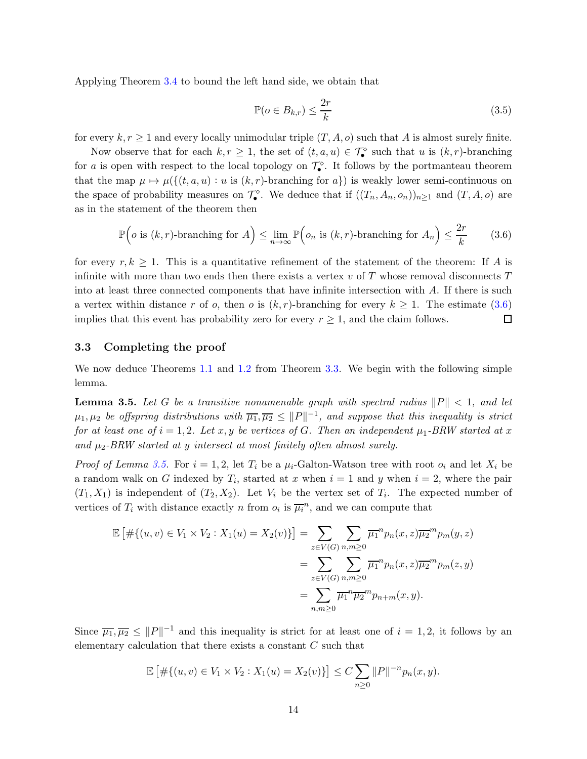Applying Theorem 3.4 to bound the left hand side, we obtain that

$$\mathbb{P}(o \in B_{k,r}) \leq \frac{2r}{k} \tag{3.5}$$

for every $k, r \geq 1$ and every locally unimodular triple $(T, A, o)$ such that $A$ is almost surely finite.

Now observe that for each $k, r \geq 1$, the set of $(t, a, u) \in \mathcal{T}_\bullet^\diamond$ such that $u$ is $(k,r)$-branching for $a$ is open with respect to the local topology on $\mathcal{T}_\bullet^\diamond$. It follows by the portmanteau theorem that the map $\mu \mapsto \mu(\{(t, a, u) : u \text{ is } (k,r)\text{-branching for } a\})$ is weakly lower semi-continuous on the space of probability measures on $\mathcal{T}_\bullet^\diamond$. We deduce that if $((T_n, A_n, o_n))_{n \geq 1}$ and $(T, A, o)$ are as in the statement of the theorem then

$$\mathbb{P}\Big(o \text{ is } (k,r)\text{-branching for } A\Big) \leq \lim_{n\to\infty} \mathbb{P}\Big(o_n \text{ is } (k,r)\text{-branching for } A_n\Big) \leq \frac{2r}{k} \tag{3.6}$$

for every $r, k \geq 1$. This is a quantitative refinement of the statement of the theorem: If $A$ is infinite with more than two ends then there exists a vertex $v$ of $T$ whose removal disconnects $T$ into at least three connected components that have infinite intersection with $A$. If there is such a vertex within distance $r$ of $o$, then $o$ is $(k,r)$-branching for every $k \geq 1$. The estimate (3.6) implies that this event has probability zero for every $r \geq 1$, and the claim follows. ∎

### 3.3 Completing the proof

We now deduce Theorems 1.1 and 1.2 from Theorem 3.3. We begin with the following simple lemma.

**Lemma 3.5.** *Let $G$ be a transitive nonamenable graph with spectral radius $\|P\| < 1$, and let $\mu_1, \mu_2$ be offspring distributions with $\overline{\mu_1}, \overline{\mu_2} \leq \|P\|^{-1}$, and suppose that this inequality is strict for at least one of $i = 1, 2$. Let $x, y$ be vertices of $G$. Then an independent $\mu_1$-BRW started at $x$ and $\mu_2$-BRW started at $y$ intersect at most finitely often almost surely.*

*Proof of Lemma 3.5.* For $i = 1, 2$, let $T_i$ be a $\mu_i$-Galton-Watson tree with root $o_i$ and let $X_i$ be a random walk on $G$ indexed by $T_i$, started at $x$ when $i = 1$ and $y$ when $i = 2$, where the pair $(T_1, X_1)$ is independent of $(T_2, X_2)$. Let $V_i$ be the vertex set of $T_i$. The expected number of vertices of $T_i$ with distance exactly $n$ from $o_i$ is $\overline{\mu_i}^n$, and we can compute that

$$\begin{aligned}
\mathbb{E}\left[\#\{(u,v) \in V_1 \times V_2 : X_1(u) = X_2(v)\}\right] &= \sum_{z \in V(G)} \sum_{n,m \geq 0} \overline{\mu_1}^n p_n(x,z) \overline{\mu_2}^m p_m(y,z) \\
&= \sum_{z \in V(G)} \sum_{n,m \geq 0} \overline{\mu_1}^n p_n(x,z) \overline{\mu_2}^m p_m(z,y) \\
&= \sum_{n,m \geq 0} \overline{\mu_1}^n \overline{\mu_2}^m p_{n+m}(x,y).
\end{aligned}$$

Since $\overline{\mu_1}, \overline{\mu_2} \leq \|P\|^{-1}$ and this inequality is strict for at least one of $i = 1, 2$, it follows by an elementary calculation that there exists a constant $C$ such that

$$\mathbb{E}\left[\#\{(u,v) \in V_1 \times V_2 : X_1(u) = X_2(v)\}\right] \leq C \sum_{n \geq 0} \|P\|^{-n} p_n(x,y).$$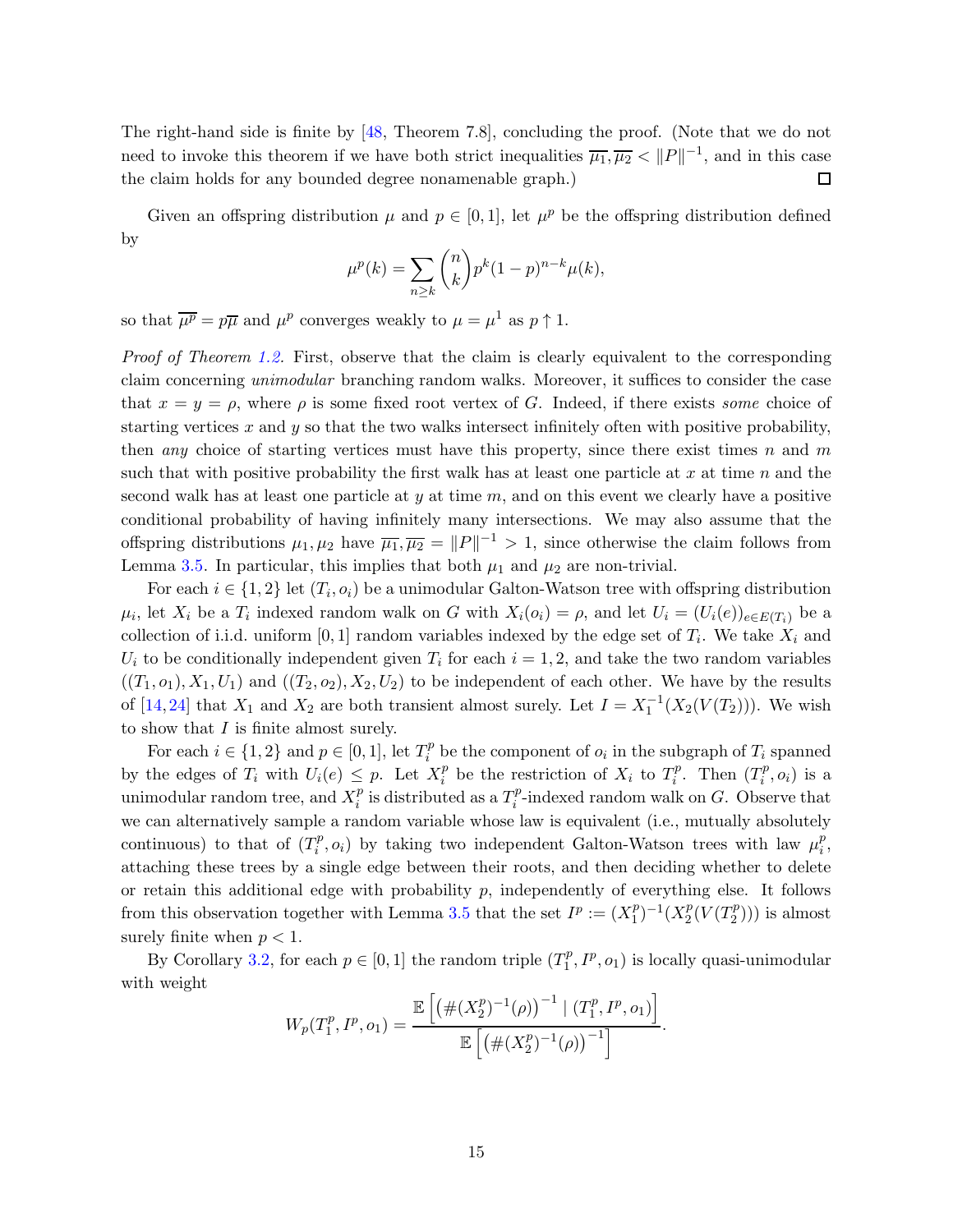The right-hand side is finite by [48, Theorem 7.8], concluding the proof. (Note that we do not need to invoke this theorem if we have both strict inequalities $\overline{\mu_1}, \overline{\mu_2} < \|P\|^{-1}$, and in this case the claim holds for any bounded degree nonamenable graph.) $\square$

Given an offspring distribution $\mu$ and $p \in [0,1]$, let $\mu^p$ be the offspring distribution defined by

$$\mu^p(k) = \sum_{n \geq k} \binom{n}{k} p^k (1-p)^{n-k} \mu(k),$$

so that $\overline{\mu^p} = p\overline{\mu}$ and $\mu^p$ converges weakly to $\mu = \mu^1$ as $p \uparrow 1$.

*Proof of Theorem 1.2.* First, observe that the claim is clearly equivalent to the corresponding claim concerning *unimodular* branching random walks. Moreover, it suffices to consider the case that $x = y = \rho$, where $\rho$ is some fixed root vertex of $G$. Indeed, if there exists *some* choice of starting vertices $x$ and $y$ so that the two walks intersect infinitely often with positive probability, then *any* choice of starting vertices must have this property, since there exist times $n$ and $m$ such that with positive probability the first walk has at least one particle at $x$ at time $n$ and the second walk has at least one particle at $y$ at time $m$, and on this event we clearly have a positive conditional probability of having infinitely many intersections. We may also assume that the offspring distributions $\mu_1, \mu_2$ have $\overline{\mu_1}, \overline{\mu_2} = \|P\|^{-1} > 1$, since otherwise the claim follows from Lemma 3.5. In particular, this implies that both $\mu_1$ and $\mu_2$ are non-trivial.

For each $i \in \{1,2\}$ let $(T_i, o_i)$ be a unimodular Galton-Watson tree with offspring distribution $\mu_i$, let $X_i$ be a $T_i$ indexed random walk on $G$ with $X_i(o_i) = \rho$, and let $U_i = (U_i(e))_{e \in E(T_i)}$ be a collection of i.i.d. uniform $[0,1]$ random variables indexed by the edge set of $T_i$. We take $X_i$ and $U_i$ to be conditionally independent given $T_i$ for each $i = 1,2$, and take the two random variables $((T_1,o_1), X_1, U_1)$ and $((T_2,o_2), X_2, U_2)$ to be independent of each other. We have by the results of [14,24] that $X_1$ and $X_2$ are both transient almost surely. Let $I = X_1^{-1}(X_2(V(T_2)))$. We wish to show that $I$ is finite almost surely.

For each $i \in \{1,2\}$ and $p \in [0,1]$, let $T_i^p$ be the component of $o_i$ in the subgraph of $T_i$ spanned by the edges of $T_i$ with $U_i(e) \leq p$. Let $X_i^p$ be the restriction of $X_i$ to $T_i^p$. Then $(T_i^p, o_i)$ is a unimodular random tree, and $X_i^p$ is distributed as a $T_i^p$-indexed random walk on $G$. Observe that we can alternatively sample a random variable whose law is equivalent (i.e., mutually absolutely continuous) to that of $(T_i^p, o_i)$ by taking two independent Galton-Watson trees with law $\mu_i^p$, attaching these trees by a single edge between their roots, and then deciding whether to delete or retain this additional edge with probability $p$, independently of everything else. It follows from this observation together with Lemma 3.5 that the set $I^p := (X_1^p)^{-1}(X_2^p(V(T_2^p)))$ is almost surely finite when $p < 1$.

By Corollary 3.2, for each $p \in [0,1]$ the random triple $(T_1^p, I^p, o_1)$ is locally quasi-unimodular with weight

$$W_p(T_1^p, I^p, o_1) = \frac{\mathbb{E}\left[\left(\#(X_2^p)^{-1}(\rho)\right)^{-1} \mid (T_1^p, I^p, o_1)\right]}{\mathbb{E}\left[\left(\#(X_2^p)^{-1}(\rho)\right)^{-1}\right]}.$$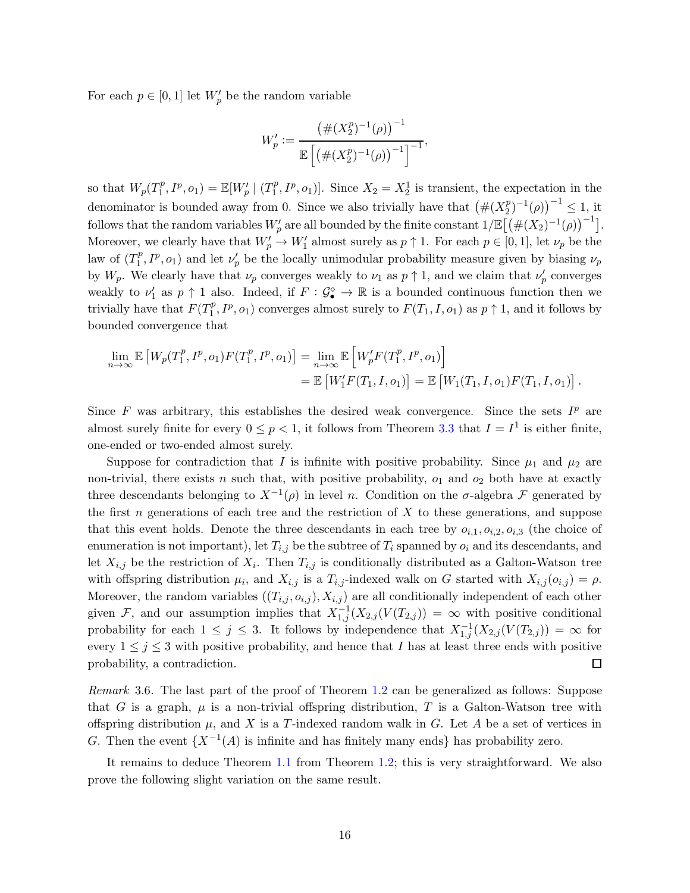For each $p \in [0,1]$ let $W'_p$ be the random variable

$$W'_p := \frac{\left(\#(X_2^p)^{-1}(\rho)\right)^{-1}}{\mathbb{E}\left[\left(\#(X_2^p)^{-1}(\rho)\right)^{-1}\right]^{-1}},$$

so that $W_p(T_1^p, I^p, o_1) = \mathbb{E}[W'_p \mid (T_1^p, I^p, o_1)]$. Since $X_2 = X_2^1$ is transient, the expectation in the denominator is bounded away from 0. Since we also trivially have that $\left(\#(X_2^p)^{-1}(\rho)\right)^{-1} \leq 1$, it follows that the random variables $W'_p$ are all bounded by the finite constant $1/\mathbb{E}\left[\left(\#(X_2)^{-1}(\rho)\right)^{-1}\right]$. Moreover, we clearly have that $W'_p \to W'_1$ almost surely as $p \uparrow 1$. For each $p \in [0,1]$, let $\nu_p$ be the law of $(T_1^p, I^p, o_1)$ and let $\nu'_p$ be the locally unimodular probability measure given by biasing $\nu_p$ by $W_p$. We clearly have that $\nu_p$ converges weakly to $\nu_1$ as $p \uparrow 1$, and we claim that $\nu'_p$ converges weakly to $\nu'_1$ as $p \uparrow 1$ also. Indeed, if $F : \mathcal{G}_\bullet^\diamond \to \mathbb{R}$ is a bounded continuous function then we trivially have that $F(T_1^p, I^p, o_1)$ converges almost surely to $F(T_1, I, o_1)$ as $p \uparrow 1$, and it follows by bounded convergence that

$$\begin{aligned}
\lim_{n\to\infty} \mathbb{E}\left[W_p(T_1^p, I^p, o_1) F(T_1^p, I^p, o_1)\right] &= \lim_{n\to\infty} \mathbb{E}\left[W'_p F(T_1^p, I^p, o_1)\right] \\
&= \mathbb{E}\left[W'_1 F(T_1, I, o_1)\right] = \mathbb{E}\left[W_1(T_1, I, o_1) F(T_1, I, o_1)\right].
\end{aligned}$$

Since $F$ was arbitrary, this establishes the desired weak convergence. Since the sets $I^p$ are almost surely finite for every $0 \leq p < 1$, it follows from Theorem 3.3 that $I = I^1$ is either finite, one-ended or two-ended almost surely.

Suppose for contradiction that $I$ is infinite with positive probability. Since $\mu_1$ and $\mu_2$ are non-trivial, there exists $n$ such that, with positive probability, $o_1$ and $o_2$ both have at exactly three descendants belonging to $X^{-1}(\rho)$ in level $n$. Condition on the $\sigma$-algebra $\mathcal{F}$ generated by the first $n$ generations of each tree and the restriction of $X$ to these generations, and suppose that this event holds. Denote the three descendants in each tree by $o_{i,1}, o_{i,2}, o_{i,3}$ (the choice of enumeration is not important), let $T_{i,j}$ be the subtree of $T_i$ spanned by $o_i$ and its descendants, and let $X_{i,j}$ be the restriction of $X_i$. Then $T_{i,j}$ is conditionally distributed as a Galton-Watson tree with offspring distribution $\mu_i$, and $X_{i,j}$ is a $T_{i,j}$-indexed walk on $G$ started with $X_{i,j}(o_{i,j}) = \rho$. Moreover, the random variables $((T_{i,j}, o_{i,j}), X_{i,j})$ are all conditionally independent of each other given $\mathcal{F}$, and our assumption implies that $X_{1,j}^{-1}(X_{2,j}(V(T_{2,j}))) = \infty$ with positive conditional probability for each $1 \leq j \leq 3$. It follows by independence that $X_{1,j}^{-1}(X_{2,j}(V(T_{2,j}))) = \infty$ for every $1 \leq j \leq 3$ with positive probability, and hence that $I$ has at least three ends with positive probability, a contradiction. □

*Remark* 3.6. The last part of the proof of Theorem 1.2 can be generalized as follows: Suppose that $G$ is a graph, $\mu$ is a non-trivial offspring distribution, $T$ is a Galton-Watson tree with offspring distribution $\mu$, and $X$ is a $T$-indexed random walk in $G$. Let $A$ be a set of vertices in $G$. Then the event $\{X^{-1}(A)$ is infinite and has finitely many ends$\}$ has probability zero.

It remains to deduce Theorem 1.1 from Theorem 1.2; this is very straightforward. We also prove the following slight variation on the same result.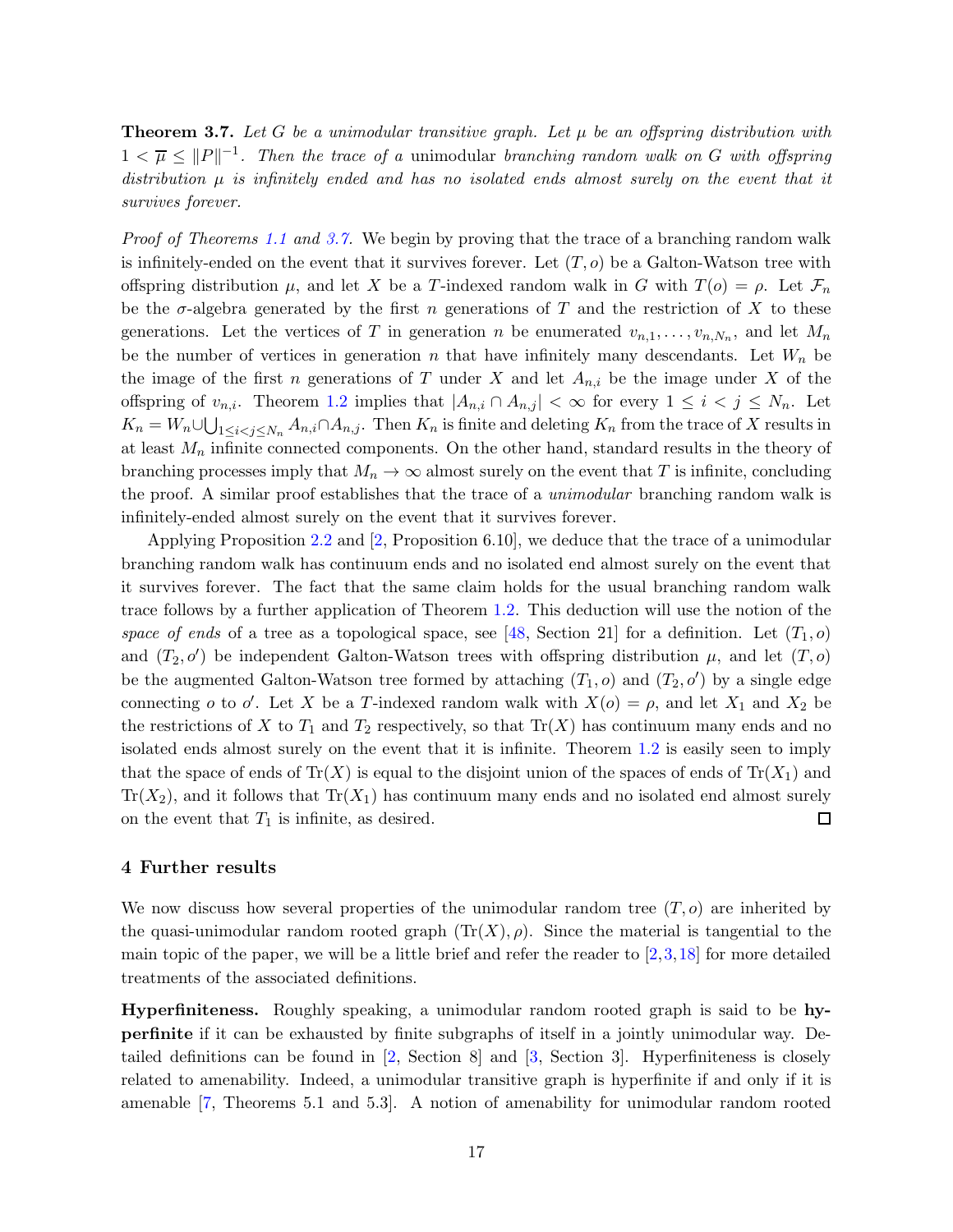**Theorem 3.7.** *Let $G$ be a unimodular transitive graph. Let $\mu$ be an offspring distribution with $1 < \overline{\mu} \leq \|P\|^{-1}$. Then the trace of a* unimodular *branching random walk on $G$ with offspring distribution $\mu$ is infinitely ended and has no isolated ends almost surely on the event that it survives forever.*

*Proof of Theorems 1.1 and 3.7.* We begin by proving that the trace of a branching random walk is infinitely-ended on the event that it survives forever. Let $(T, o)$ be a Galton-Watson tree with offspring distribution $\mu$, and let $X$ be a $T$-indexed random walk in $G$ with $T(o) = \rho$. Let $\mathcal{F}_n$ be the $\sigma$-algebra generated by the first $n$ generations of $T$ and the restriction of $X$ to these generations. Let the vertices of $T$ in generation $n$ be enumerated $v_{n,1}, \ldots, v_{n,N_n}$, and let $M_n$ be the number of vertices in generation $n$ that have infinitely many descendants. Let $W_n$ be the image of the first $n$ generations of $T$ under $X$ and let $A_{n,i}$ be the image under $X$ of the offspring of $v_{n,i}$. Theorem 1.2 implies that $|A_{n,i} \cap A_{n,j}| < \infty$ for every $1 \leq i < j \leq N_n$. Let $K_n = W_n \cup \bigcup_{1 \leq i < j \leq N_n} A_{n,i} \cap A_{n,j}$. Then $K_n$ is finite and deleting $K_n$ from the trace of $X$ results in at least $M_n$ infinite connected components. On the other hand, standard results in the theory of branching processes imply that $M_n \to \infty$ almost surely on the event that $T$ is infinite, concluding the proof. A similar proof establishes that the trace of a *unimodular* branching random walk is infinitely-ended almost surely on the event that it survives forever.

Applying Proposition 2.2 and [2, Proposition 6.10], we deduce that the trace of a unimodular branching random walk has continuum ends and no isolated end almost surely on the event that it survives forever. The fact that the same claim holds for the usual branching random walk trace follows by a further application of Theorem 1.2. This deduction will use the notion of the *space of ends* of a tree as a topological space, see [48, Section 21] for a definition. Let $(T_1, o)$ and $(T_2, o')$ be independent Galton-Watson trees with offspring distribution $\mu$, and let $(T, o)$ be the augmented Galton-Watson tree formed by attaching $(T_1, o)$ and $(T_2, o')$ by a single edge connecting $o$ to $o'$. Let $X$ be a $T$-indexed random walk with $X(o) = \rho$, and let $X_1$ and $X_2$ be the restrictions of $X$ to $T_1$ and $T_2$ respectively, so that $\mathrm{Tr}(X)$ has continuum many ends and no isolated ends almost surely on the event that it is infinite. Theorem 1.2 is easily seen to imply that the space of ends of $\mathrm{Tr}(X)$ is equal to the disjoint union of the spaces of ends of $\mathrm{Tr}(X_1)$ and $\mathrm{Tr}(X_2)$, and it follows that $\mathrm{Tr}(X_1)$ has continuum many ends and no isolated end almost surely on the event that $T_1$ is infinite, as desired. $\square$

## 4 Further results

We now discuss how several properties of the unimodular random tree $(T, o)$ are inherited by the quasi-unimodular random rooted graph $(\mathrm{Tr}(X), \rho)$. Since the material is tangential to the main topic of the paper, we will be a little brief and refer the reader to [2,3,18] for more detailed treatments of the associated definitions.

**Hyperfiniteness.** Roughly speaking, a unimodular random rooted graph is said to be **hyperfinite** if it can be exhausted by finite subgraphs of itself in a jointly unimodular way. Detailed definitions can be found in [2, Section 8] and [3, Section 3]. Hyperfiniteness is closely related to amenability. Indeed, a unimodular transitive graph is hyperfinite if and only if it is amenable [7, Theorems 5.1 and 5.3]. A notion of amenability for unimodular random rooted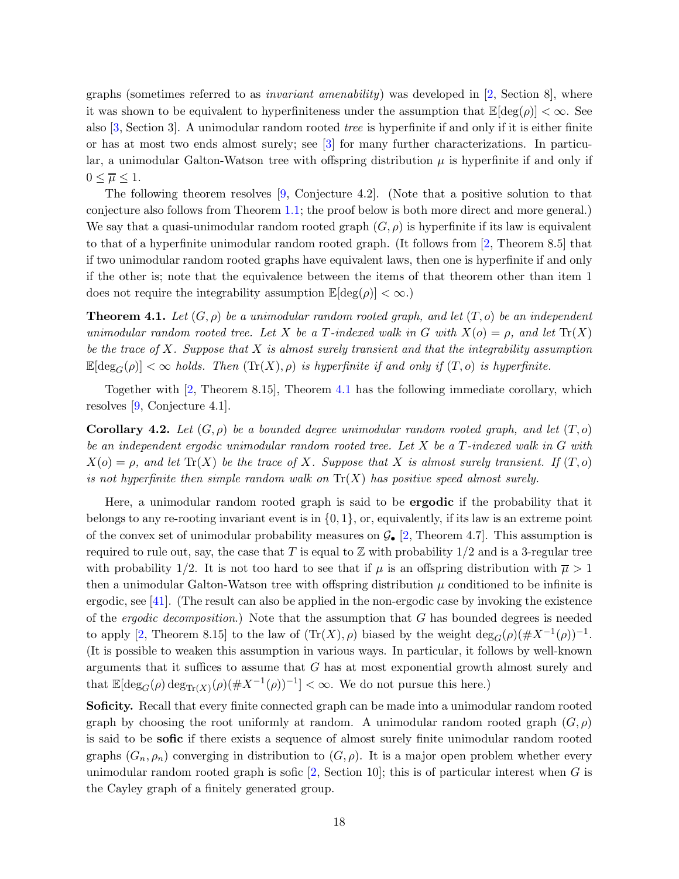graphs (sometimes referred to as *invariant amenability*) was developed in [2, Section 8], where it was shown to be equivalent to hyperfiniteness under the assumption that $\mathbb{E}[\deg(\rho)] < \infty$. See also [3, Section 3]. A unimodular random rooted *tree* is hyperfinite if and only if it is either finite or has at most two ends almost surely; see [3] for many further characterizations. In particular, a unimodular Galton-Watson tree with offspring distribution $\mu$ is hyperfinite if and only if $0 \leq \overline{\mu} \leq 1$.

The following theorem resolves [9, Conjecture 4.2]. (Note that a positive solution to that conjecture also follows from Theorem 1.1; the proof below is both more direct and more general.) We say that a quasi-unimodular random rooted graph $(G, \rho)$ is hyperfinite if its law is equivalent to that of a hyperfinite unimodular random rooted graph. (It follows from [2, Theorem 8.5] that if two unimodular random rooted graphs have equivalent laws, then one is hyperfinite if and only if the other is; note that the equivalence between the items of that theorem other than item 1 does not require the integrability assumption $\mathbb{E}[\deg(\rho)] < \infty$.)

**Theorem 4.1.** *Let $(G, \rho)$ be a unimodular random rooted graph, and let $(T, o)$ be an independent unimodular random rooted tree. Let $X$ be a $T$-indexed walk in $G$ with $X(o) = \rho$, and let $\mathrm{Tr}(X)$ be the trace of $X$. Suppose that $X$ is almost surely transient and that the integrability assumption $\mathbb{E}[\deg_G(\rho)] < \infty$ holds. Then $(\mathrm{Tr}(X), \rho)$ is hyperfinite if and only if $(T, o)$ is hyperfinite.*

Together with [2, Theorem 8.15], Theorem 4.1 has the following immediate corollary, which resolves [9, Conjecture 4.1].

**Corollary 4.2.** *Let $(G, \rho)$ be a bounded degree unimodular random rooted graph, and let $(T, o)$ be an independent ergodic unimodular random rooted tree. Let $X$ be a $T$-indexed walk in $G$ with $X(o) = \rho$, and let $\mathrm{Tr}(X)$ be the trace of $X$. Suppose that $X$ is almost surely transient. If $(T, o)$ is not hyperfinite then simple random walk on $\mathrm{Tr}(X)$ has positive speed almost surely.*

Here, a unimodular random rooted graph is said to be **ergodic** if the probability that it belongs to any re-rooting invariant event is in $\{0, 1\}$, or, equivalently, if its law is an extreme point of the convex set of unimodular probability measures on $\mathcal{G}_\bullet$ [2, Theorem 4.7]. This assumption is required to rule out, say, the case that $T$ is equal to $\mathbb{Z}$ with probability $1/2$ and is a 3-regular tree with probability $1/2$. It is not too hard to see that if $\mu$ is an offspring distribution with $\overline{\mu} > 1$ then a unimodular Galton-Watson tree with offspring distribution $\mu$ conditioned to be infinite is ergodic, see [41]. (The result can also be applied in the non-ergodic case by invoking the existence of the *ergodic decomposition*.) Note that the assumption that $G$ has bounded degrees is needed to apply [2, Theorem 8.15] to the law of $(\mathrm{Tr}(X), \rho)$ biased by the weight $\deg_G(\rho)(\#X^{-1}(\rho))^{-1}$. (It is possible to weaken this assumption in various ways. In particular, it follows by well-known arguments that it suffices to assume that $G$ has at most exponential growth almost surely and that $\mathbb{E}[\deg_G(\rho)\deg_{\mathrm{Tr}(X)}(\rho)(\#X^{-1}(\rho))^{-1}] < \infty$. We do not pursue this here.)

**Soficity.** Recall that every finite connected graph can be made into a unimodular random rooted graph by choosing the root uniformly at random. A unimodular random rooted graph $(G, \rho)$ is said to be **sofic** if there exists a sequence of almost surely finite unimodular random rooted graphs $(G_n, \rho_n)$ converging in distribution to $(G, \rho)$. It is a major open problem whether every unimodular random rooted graph is sofic [2, Section 10]; this is of particular interest when $G$ is the Cayley graph of a finitely generated group.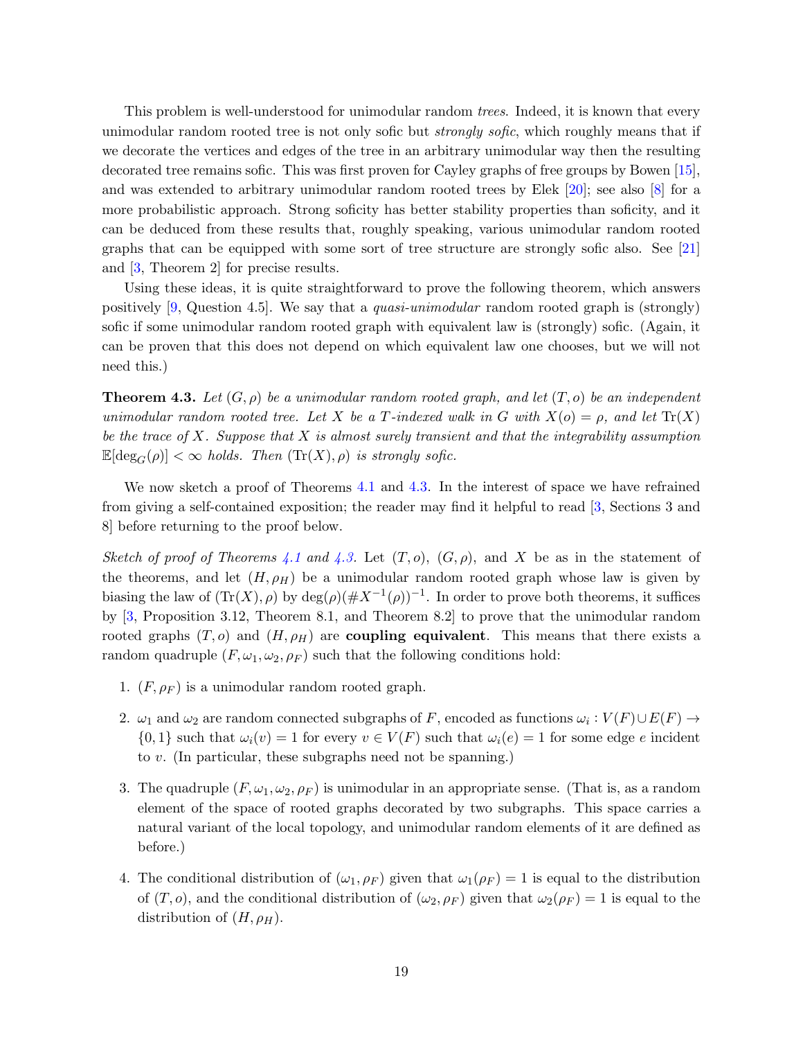This problem is well-understood for unimodular random *trees*. Indeed, it is known that every unimodular random rooted tree is not only sofic but *strongly sofic*, which roughly means that if we decorate the vertices and edges of the tree in an arbitrary unimodular way then the resulting decorated tree remains sofic. This was first proven for Cayley graphs of free groups by Bowen [15], and was extended to arbitrary unimodular random rooted trees by Elek [20]; see also [8] for a more probabilistic approach. Strong soficity has better stability properties than soficity, and it can be deduced from these results that, roughly speaking, various unimodular random rooted graphs that can be equipped with some sort of tree structure are strongly sofic also. See [21] and [3, Theorem 2] for precise results.

Using these ideas, it is quite straightforward to prove the following theorem, which answers positively [9, Question 4.5]. We say that a *quasi-unimodular* random rooted graph is (strongly) sofic if some unimodular random rooted graph with equivalent law is (strongly) sofic. (Again, it can be proven that this does not depend on which equivalent law one chooses, but we will not need this.)

**Theorem 4.3.** *Let $(G, \rho)$ be a unimodular random rooted graph, and let $(T, o)$ be an independent unimodular random rooted tree. Let $X$ be a $T$-indexed walk in $G$ with $X(o) = \rho$, and let $\mathrm{Tr}(X)$ be the trace of $X$. Suppose that $X$ is almost surely transient and that the integrability assumption $\mathbb{E}[\deg_G(\rho)] < \infty$ holds. Then $(\mathrm{Tr}(X), \rho)$ is strongly sofic.*

We now sketch a proof of Theorems 4.1 and 4.3. In the interest of space we have refrained from giving a self-contained exposition; the reader may find it helpful to read [3, Sections 3 and 8] before returning to the proof below.

*Sketch of proof of Theorems 4.1 and 4.3.* Let $(T, o)$, $(G, \rho)$, and $X$ be as in the statement of the theorems, and let $(H, \rho_H)$ be a unimodular random rooted graph whose law is given by biasing the law of $(\mathrm{Tr}(X), \rho)$ by $\deg(\rho)(\#X^{-1}(\rho))^{-1}$. In order to prove both theorems, it suffices by [3, Proposition 3.12, Theorem 8.1, and Theorem 8.2] to prove that the unimodular random rooted graphs $(T, o)$ and $(H, \rho_H)$ are **coupling equivalent**. This means that there exists a random quadruple $(F, \omega_1, \omega_2, \rho_F)$ such that the following conditions hold:

1. $(F, \rho_F)$ is a unimodular random rooted graph.
2. $\omega_1$ and $\omega_2$ are random connected subgraphs of $F$, encoded as functions $\omega_i : V(F) \cup E(F) \to \{0, 1\}$ such that $\omega_i(v) = 1$ for every $v \in V(F)$ such that $\omega_i(e) = 1$ for some edge $e$ incident to $v$. (In particular, these subgraphs need not be spanning.)
3. The quadruple $(F, \omega_1, \omega_2, \rho_F)$ is unimodular in an appropriate sense. (That is, as a random element of the space of rooted graphs decorated by two subgraphs. This space carries a natural variant of the local topology, and unimodular random elements of it are defined as before.)
4. The conditional distribution of $(\omega_1, \rho_F)$ given that $\omega_1(\rho_F) = 1$ is equal to the distribution of $(T, o)$, and the conditional distribution of $(\omega_2, \rho_F)$ given that $\omega_2(\rho_F) = 1$ is equal to the distribution of $(H, \rho_H)$.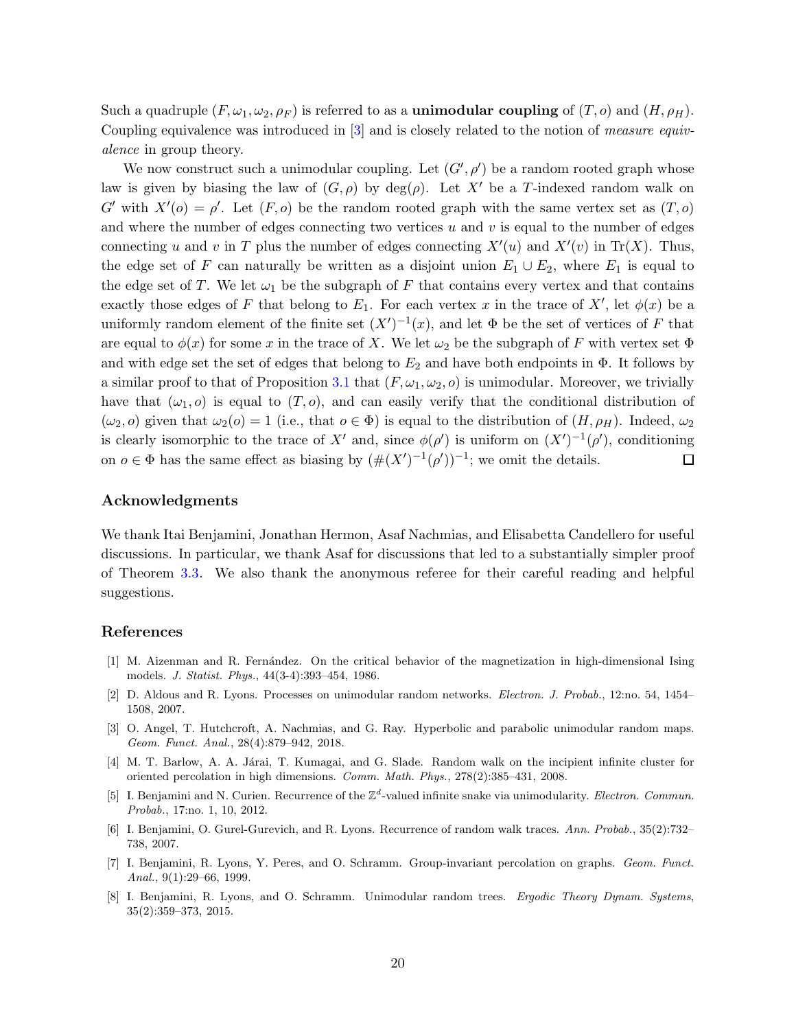Such a quadruple $(F, \omega_1, \omega_2, \rho_F)$ is referred to as a **unimodular coupling** of $(T, o)$ and $(H, \rho_H)$. Coupling equivalence was introduced in [3] and is closely related to the notion of *measure equivalence* in group theory.

We now construct such a unimodular coupling. Let $(G', \rho')$ be a random rooted graph whose law is given by biasing the law of $(G, \rho)$ by $\deg(\rho)$. Let $X'$ be a $T$-indexed random walk on $G'$ with $X'(o) = \rho'$. Let $(F, o)$ be the random rooted graph with the same vertex set as $(T, o)$ and where the number of edges connecting two vertices $u$ and $v$ is equal to the number of edges connecting $u$ and $v$ in $T$ plus the number of edges connecting $X'(u)$ and $X'(v)$ in $\mathrm{Tr}(X)$. Thus, the edge set of $F$ can naturally be written as a disjoint union $E_1 \cup E_2$, where $E_1$ is equal to the edge set of $T$. We let $\omega_1$ be the subgraph of $F$ that contains every vertex and that contains exactly those edges of $F$ that belong to $E_1$. For each vertex $x$ in the trace of $X'$, let $\phi(x)$ be a uniformly random element of the finite set $(X')^{-1}(x)$, and let $\Phi$ be the set of vertices of $F$ that are equal to $\phi(x)$ for some $x$ in the trace of $X$. We let $\omega_2$ be the subgraph of $F$ with vertex set $\Phi$ and with edge set the set of edges that belong to $E_2$ and have both endpoints in $\Phi$. It follows by a similar proof to that of Proposition 3.1 that $(F, \omega_1, \omega_2, o)$ is unimodular. Moreover, we trivially have that $(\omega_1, o)$ is equal to $(T, o)$, and can easily verify that the conditional distribution of $(\omega_2, o)$ given that $\omega_2(o) = 1$ (i.e., that $o \in \Phi$) is equal to the distribution of $(H, \rho_H)$. Indeed, $\omega_2$ is clearly isomorphic to the trace of $X'$ and, since $\phi(\rho')$ is uniform on $(X')^{-1}(\rho')$, conditioning on $o \in \Phi$ has the same effect as biasing by $(\#(X')^{-1}(\rho'))^{-1}$; we omit the details. $\square$

## Acknowledgments

We thank Itai Benjamini, Jonathan Hermon, Asaf Nachmias, and Elisabetta Candellero for useful discussions. In particular, we thank Asaf for discussions that led to a substantially simpler proof of Theorem 3.3. We also thank the anonymous referee for their careful reading and helpful suggestions.

## References

[1] M. Aizenman and R. Fernández. On the critical behavior of the magnetization in high-dimensional Ising models. *J. Statist. Phys.*, 44(3-4):393–454, 1986.

[2] D. Aldous and R. Lyons. Processes on unimodular random networks. *Electron. J. Probab.*, 12:no. 54, 1454–1508, 2007.

[3] O. Angel, T. Hutchcroft, A. Nachmias, and G. Ray. Hyperbolic and parabolic unimodular random maps. *Geom. Funct. Anal.*, 28(4):879–942, 2018.

[4] M. T. Barlow, A. A. Járai, T. Kumagai, and G. Slade. Random walk on the incipient infinite cluster for oriented percolation in high dimensions. *Comm. Math. Phys.*, 278(2):385–431, 2008.

[5] I. Benjamini and N. Curien. Recurrence of the $\mathbb{Z}^d$-valued infinite snake via unimodularity. *Electron. Commun. Probab.*, 17:no. 1, 10, 2012.

[6] I. Benjamini, O. Gurel-Gurevich, and R. Lyons. Recurrence of random walk traces. *Ann. Probab.*, 35(2):732–738, 2007.

[7] I. Benjamini, R. Lyons, Y. Peres, and O. Schramm. Group-invariant percolation on graphs. *Geom. Funct. Anal.*, 9(1):29–66, 1999.

[8] I. Benjamini, R. Lyons, and O. Schramm. Unimodular random trees. *Ergodic Theory Dynam. Systems*, 35(2):359–373, 2015.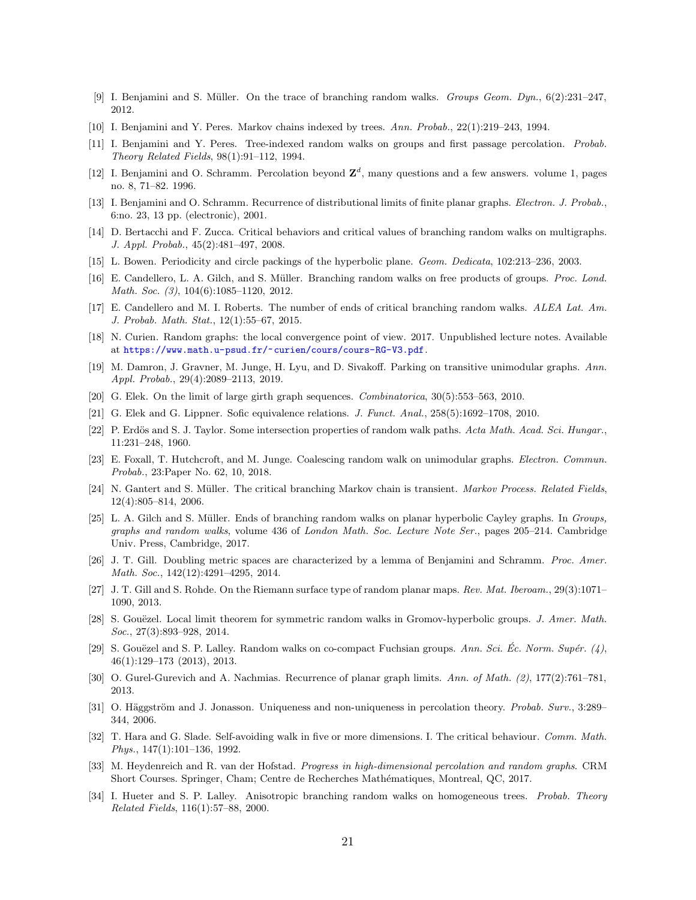[9] I. Benjamini and S. Müller. On the trace of branching random walks. *Groups Geom. Dyn.*, 6(2):231–247, 2012.

[10] I. Benjamini and Y. Peres. Markov chains indexed by trees. *Ann. Probab.*, 22(1):219–243, 1994.

[11] I. Benjamini and Y. Peres. Tree-indexed random walks on groups and first passage percolation. *Probab. Theory Related Fields*, 98(1):91–112, 1994.

[12] I. Benjamini and O. Schramm. Percolation beyond $\mathbf{Z}^d$, many questions and a few answers. volume 1, pages no. 8, 71–82. 1996.

[13] I. Benjamini and O. Schramm. Recurrence of distributional limits of finite planar graphs. *Electron. J. Probab.*, 6:no. 23, 13 pp. (electronic), 2001.

[14] D. Bertacchi and F. Zucca. Critical behaviors and critical values of branching random walks on multigraphs. *J. Appl. Probab.*, 45(2):481–497, 2008.

[15] L. Bowen. Periodicity and circle packings of the hyperbolic plane. *Geom. Dedicata*, 102:213–236, 2003.

[16] E. Candellero, L. A. Gilch, and S. Müller. Branching random walks on free products of groups. *Proc. Lond. Math. Soc. (3)*, 104(6):1085–1120, 2012.

[17] E. Candellero and M. I. Roberts. The number of ends of critical branching random walks. *ALEA Lat. Am. J. Probab. Math. Stat.*, 12(1):55–67, 2015.

[18] N. Curien. Random graphs: the local convergence point of view. 2017. Unpublished lecture notes. Available at https://www.math.u-psud.fr/~curien/cours/cours-RG-V3.pdf.

[19] M. Damron, J. Gravner, M. Junge, H. Lyu, and D. Sivakoff. Parking on transitive unimodular graphs. *Ann. Appl. Probab.*, 29(4):2089–2113, 2019.

[20] G. Elek. On the limit of large girth graph sequences. *Combinatorica*, 30(5):553–563, 2010.

[21] G. Elek and G. Lippner. Sofic equivalence relations. *J. Funct. Anal.*, 258(5):1692–1708, 2010.

[22] P. Erdös and S. J. Taylor. Some intersection properties of random walk paths. *Acta Math. Acad. Sci. Hungar.*, 11:231–248, 1960.

[23] E. Foxall, T. Hutchcroft, and M. Junge. Coalescing random walk on unimodular graphs. *Electron. Commun. Probab.*, 23:Paper No. 62, 10, 2018.

[24] N. Gantert and S. Müller. The critical branching Markov chain is transient. *Markov Process. Related Fields*, 12(4):805–814, 2006.

[25] L. A. Gilch and S. Müller. Ends of branching random walks on planar hyperbolic Cayley graphs. In *Groups, graphs and random walks*, volume 436 of *London Math. Soc. Lecture Note Ser.*, pages 205–214. Cambridge Univ. Press, Cambridge, 2017.

[26] J. T. Gill. Doubling metric spaces are characterized by a lemma of Benjamini and Schramm. *Proc. Amer. Math. Soc.*, 142(12):4291–4295, 2014.

[27] J. T. Gill and S. Rohde. On the Riemann surface type of random planar maps. *Rev. Mat. Iberoam.*, 29(3):1071–1090, 2013.

[28] S. Gouëzel. Local limit theorem for symmetric random walks in Gromov-hyperbolic groups. *J. Amer. Math. Soc.*, 27(3):893–928, 2014.

[29] S. Gouëzel and S. P. Lalley. Random walks on co-compact Fuchsian groups. *Ann. Sci. Éc. Norm. Supér. (4)*, 46(1):129–173 (2013), 2013.

[30] O. Gurel-Gurevich and A. Nachmias. Recurrence of planar graph limits. *Ann. of Math. (2)*, 177(2):761–781, 2013.

[31] O. Häggström and J. Jonasson. Uniqueness and non-uniqueness in percolation theory. *Probab. Surv.*, 3:289–344, 2006.

[32] T. Hara and G. Slade. Self-avoiding walk in five or more dimensions. I. The critical behaviour. *Comm. Math. Phys.*, 147(1):101–136, 1992.

[33] M. Heydenreich and R. van der Hofstad. *Progress in high-dimensional percolation and random graphs*. CRM Short Courses. Springer, Cham; Centre de Recherches Mathématiques, Montreal, QC, 2017.

[34] I. Hueter and S. P. Lalley. Anisotropic branching random walks on homogeneous trees. *Probab. Theory Related Fields*, 116(1):57–88, 2000.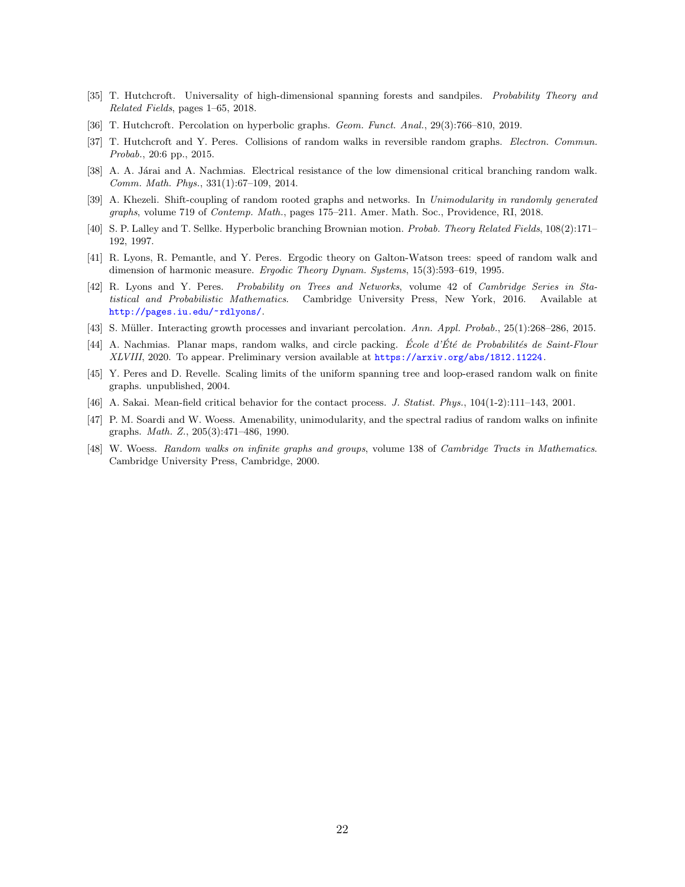[35] T. Hutchcroft. Universality of high-dimensional spanning forests and sandpiles. *Probability Theory and Related Fields*, pages 1–65, 2018.

[36] T. Hutchcroft. Percolation on hyperbolic graphs. *Geom. Funct. Anal.*, 29(3):766–810, 2019.

[37] T. Hutchcroft and Y. Peres. Collisions of random walks in reversible random graphs. *Electron. Commun. Probab.*, 20:6 pp., 2015.

[38] A. A. Járai and A. Nachmias. Electrical resistance of the low dimensional critical branching random walk. *Comm. Math. Phys.*, 331(1):67–109, 2014.

[39] A. Khezeli. Shift-coupling of random rooted graphs and networks. In *Unimodularity in randomly generated graphs*, volume 719 of *Contemp. Math.*, pages 175–211. Amer. Math. Soc., Providence, RI, 2018.

[40] S. P. Lalley and T. Sellke. Hyperbolic branching Brownian motion. *Probab. Theory Related Fields*, 108(2):171–192, 1997.

[41] R. Lyons, R. Pemantle, and Y. Peres. Ergodic theory on Galton-Watson trees: speed of random walk and dimension of harmonic measure. *Ergodic Theory Dynam. Systems*, 15(3):593–619, 1995.

[42] R. Lyons and Y. Peres. *Probability on Trees and Networks*, volume 42 of *Cambridge Series in Statistical and Probabilistic Mathematics*. Cambridge University Press, New York, 2016. Available at http://pages.iu.edu/~rdlyons/.

[43] S. Müller. Interacting growth processes and invariant percolation. *Ann. Appl. Probab.*, 25(1):268–286, 2015.

[44] A. Nachmias. Planar maps, random walks, and circle packing. *École d'Été de Probabilités de Saint-Flour XLVIII*, 2020. To appear. Preliminary version available at https://arxiv.org/abs/1812.11224.

[45] Y. Peres and D. Revelle. Scaling limits of the uniform spanning tree and loop-erased random walk on finite graphs. unpublished, 2004.

[46] A. Sakai. Mean-field critical behavior for the contact process. *J. Statist. Phys.*, 104(1-2):111–143, 2001.

[47] P. M. Soardi and W. Woess. Amenability, unimodularity, and the spectral radius of random walks on infinite graphs. *Math. Z.*, 205(3):471–486, 1990.

[48] W. Woess. *Random walks on infinite graphs and groups*, volume 138 of *Cambridge Tracts in Mathematics*. Cambridge University Press, Cambridge, 2000.